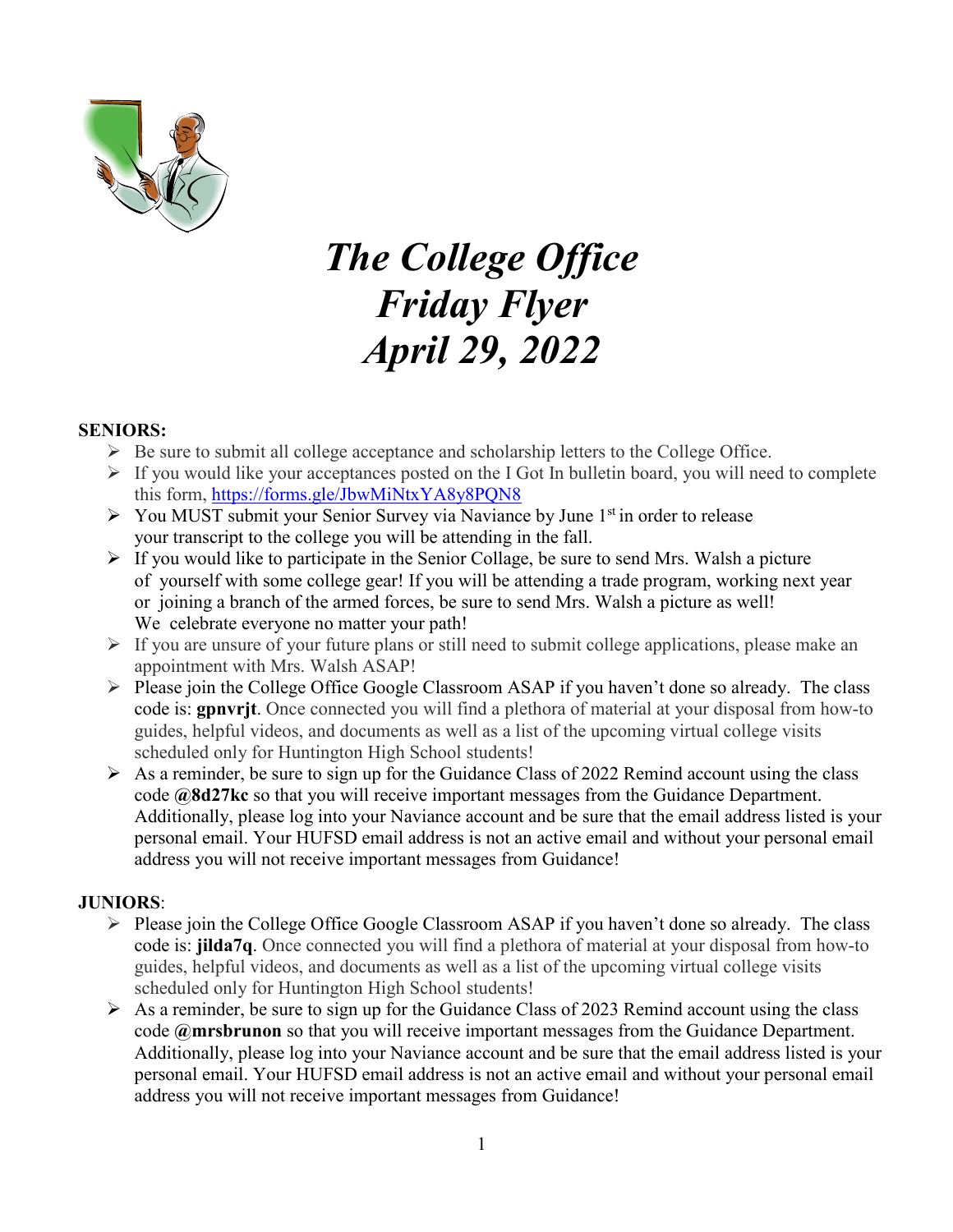# *The College Office Friday Flyer April 29, 2022*

**SENIORS:**

- Be sure to submit all college acceptance and scholarship letters to the College Office.
- If you would like your acceptances posted on the I Got In bulletin board, you will need to complete this form, https://forms.gle/JbwMiNtxYA8y8PQN8
- You MUST submit your Senior Survey via Naviance by June 1st in order to release your transcript to the college you will be attending in the fall.
- If you would like to participate in the Senior Collage, be sure to send Mrs. Walsh a picture of yourself with some college gear! If you will be attending a trade program, working next year or joining a branch of the armed forces, be sure to send Mrs. Walsh a picture as well! We celebrate everyone no matter your path!
- If you are unsure of your future plans or still need to submit college applications, please make an appointment with Mrs. Walsh ASAP!
- Please join the College Office Google Classroom ASAP if you haven't done so already. The class code is: **gpnvrjt**. Once connected you will find a plethora of material at your disposal from how-to guides, helpful videos, and documents as well as a list of the upcoming virtual college visits scheduled only for Huntington High School students!
- As a reminder, be sure to sign up for the Guidance Class of 2022 Remind account using the class code **@8d27kc** so that you will receive important messages from the Guidance Department. Additionally, please log into your Naviance account and be sure that the email address listed is your personal email. Your HUFSD email address is not an active email and without your personal email address you will not receive important messages from Guidance!

**JUNIORS**:

- Please join the College Office Google Classroom ASAP if you haven't done so already. The class code is: **jilda7q**. Once connected you will find a plethora of material at your disposal from how-to guides, helpful videos, and documents as well as a list of the upcoming virtual college visits scheduled only for Huntington High School students!
- As a reminder, be sure to sign up for the Guidance Class of 2023 Remind account using the class code **@mrsbrunon** so that you will receive important messages from the Guidance Department. Additionally, please log into your Naviance account and be sure that the email address listed is your personal email. Your HUFSD email address is not an active email and without your personal email address you will not receive important messages from Guidance!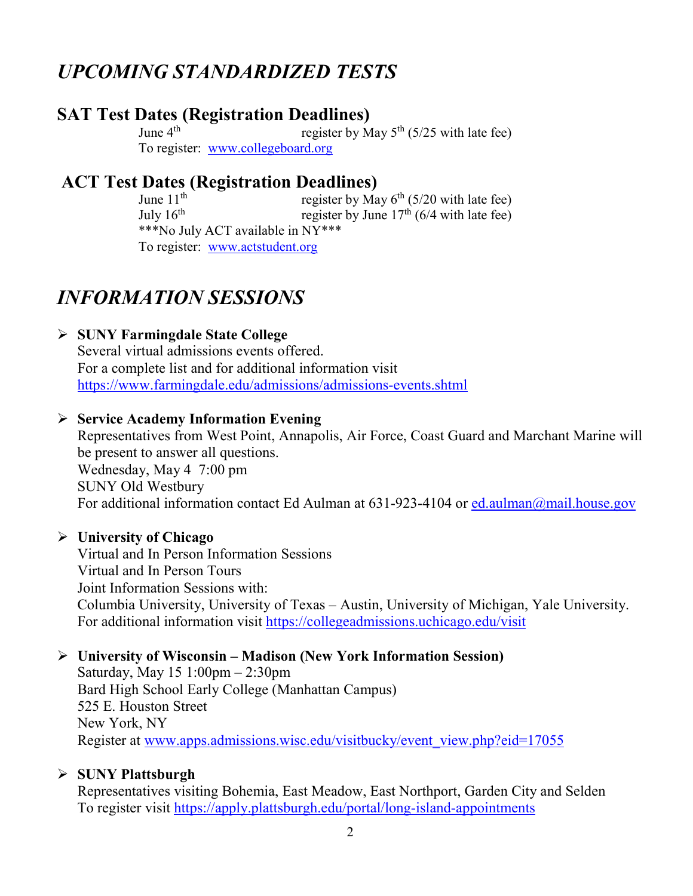# *UPCOMING STANDARDIZED TESTS*

## SAT Test Dates (Registration Deadlines)

June 4th — register by May 5th (5/25 with late fee)

To register: [www.collegeboard.org](www.collegeboard.org)

## ACT Test Dates (Registration Deadlines)

June 11th — register by May 6th (5/20 with late fee)

July 16th — register by June 17th (6/4 with late fee)

***No July ACT available in NY***

To register: [www.actstudent.org](www.actstudent.org)

# *INFORMATION SESSIONS*

- **SUNY Farmingdale State College**
  Several virtual admissions events offered.
  For a complete list and for additional information visit
  https://www.farmingdale.edu/admissions/admissions-events.shtml

- **Service Academy Information Evening**
  Representatives from West Point, Annapolis, Air Force, Coast Guard and Marchant Marine will be present to answer all questions.
  Wednesday, May 4 7:00 pm
  SUNY Old Westbury
  For additional information contact Ed Aulman at 631-923-4104 or ed.aulman@mail.house.gov

- **University of Chicago**
  Virtual and In Person Information Sessions
  Virtual and In Person Tours
  Joint Information Sessions with:
  Columbia University, University of Texas – Austin, University of Michigan, Yale University.
  For additional information visit https://collegeadmissions.uchicago.edu/visit

- **University of Wisconsin – Madison (New York Information Session)**
  Saturday, May 15 1:00pm – 2:30pm
  Bard High School Early College (Manhattan Campus)
  525 E. Houston Street
  New York, NY
  Register at www.apps.admissions.wisc.edu/visitbucky/event_view.php?eid=17055

- **SUNY Plattsburgh**
  Representatives visiting Bohemia, East Meadow, East Northport, Garden City and Selden
  To register visit https://apply.plattsburgh.edu/portal/long-island-appointments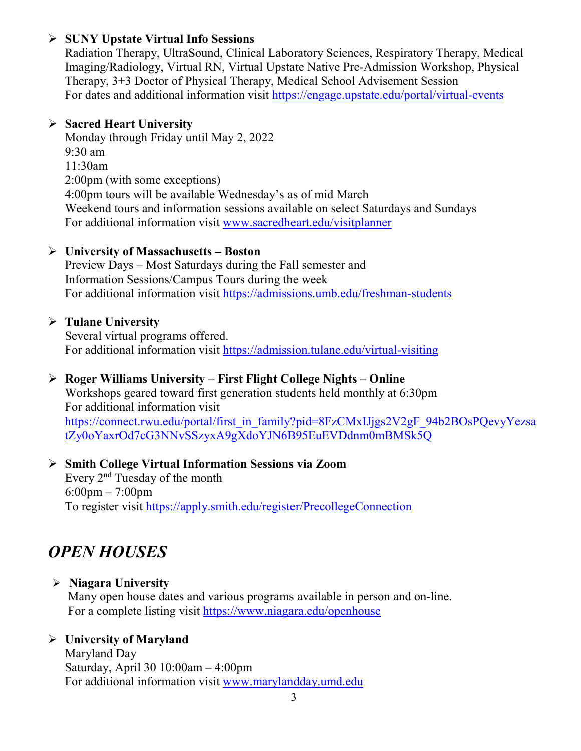- **SUNY Upstate Virtual Info Sessions**
  Radiation Therapy, UltraSound, Clinical Laboratory Sciences, Respiratory Therapy, Medical Imaging/Radiology, Virtual RN, Virtual Upstate Native Pre-Admission Workshop, Physical Therapy, 3+3 Doctor of Physical Therapy, Medical School Advisement Session
  For dates and additional information visit https://engage.upstate.edu/portal/virtual-events

- **Sacred Heart University**
  Monday through Friday until May 2, 2022
  9:30 am
  11:30am
  2:00pm (with some exceptions)
  4:00pm tours will be available Wednesday's as of mid March
  Weekend tours and information sessions available on select Saturdays and Sundays
  For additional information visit www.sacredheart.edu/visitplanner

- **University of Massachusetts – Boston**
  Preview Days – Most Saturdays during the Fall semester and
  Information Sessions/Campus Tours during the week
  For additional information visit https://admissions.umb.edu/freshman-students

- **Tulane University**
  Several virtual programs offered.
  For additional information visit https://admission.tulane.edu/virtual-visiting

- **Roger Williams University – First Flight College Nights – Online**
  Workshops geared toward first generation students held monthly at 6:30pm
  For additional information visit
  https://connect.rwu.edu/portal/first_in_family?pid=8FzCMxIJjgs2V2gF_94b2BOsPQevyYezsatZy0oYaxrOd7cG3NNvSSzyxA9gXdoYJN6B95EuEVDdnm0mBMSk5Q

- **Smith College Virtual Information Sessions via Zoom**
  Every 2nd Tuesday of the month
  6:00pm – 7:00pm
  To register visit https://apply.smith.edu/register/PrecollegeConnection

## *OPEN HOUSES*

- **Niagara University**
  Many open house dates and various programs available in person and on-line.
  For a complete listing visit https://www.niagara.edu/openhouse

- **University of Maryland**
  Maryland Day
  Saturday, April 30 10:00am – 4:00pm
  For additional information visit www.marylandday.umd.edu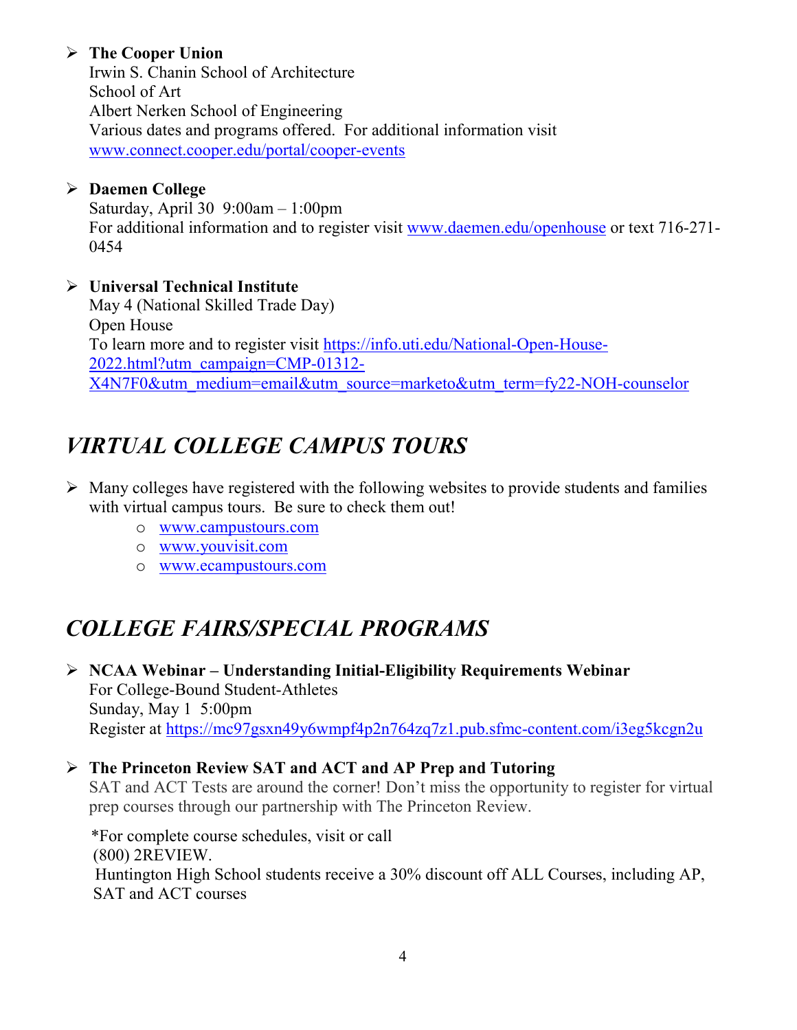- **The Cooper Union**
  Irwin S. Chanin School of Architecture
  School of Art
  Albert Nerken School of Engineering
  Various dates and programs offered. For additional information visit www.connect.cooper.edu/portal/cooper-events

- **Daemen College**
  Saturday, April 30 9:00am – 1:00pm
  For additional information and to register visit www.daemen.edu/openhouse or text 716-271-0454

- **Universal Technical Institute**
  May 4 (National Skilled Trade Day)
  Open House
  To learn more and to register visit https://info.uti.edu/National-Open-House-2022.html?utm_campaign=CMP-01312-X4N7F0&utm_medium=email&utm_source=marketo&utm_term=fy22-NOH-counselor

## *VIRTUAL COLLEGE CAMPUS TOURS*

- Many colleges have registered with the following websites to provide students and families with virtual campus tours. Be sure to check them out!
  - www.campustours.com
  - www.youvisit.com
  - www.ecampustours.com

## *COLLEGE FAIRS/SPECIAL PROGRAMS*

- **NCAA Webinar – Understanding Initial-Eligibility Requirements Webinar**
  For College-Bound Student-Athletes
  Sunday, May 1 5:00pm
  Register at https://mc97gsxn49y6wmpf4p2n764zq7z1.pub.sfmc-content.com/i3eg5kcgn2u

- **The Princeton Review SAT and ACT and AP Prep and Tutoring**
  SAT and ACT Tests are around the corner! Don't miss the opportunity to register for virtual prep courses through our partnership with The Princeton Review.

  *For complete course schedules, visit or call
  (800) 2REVIEW.
  Huntington High School students receive a 30% discount off ALL Courses, including AP, SAT and ACT courses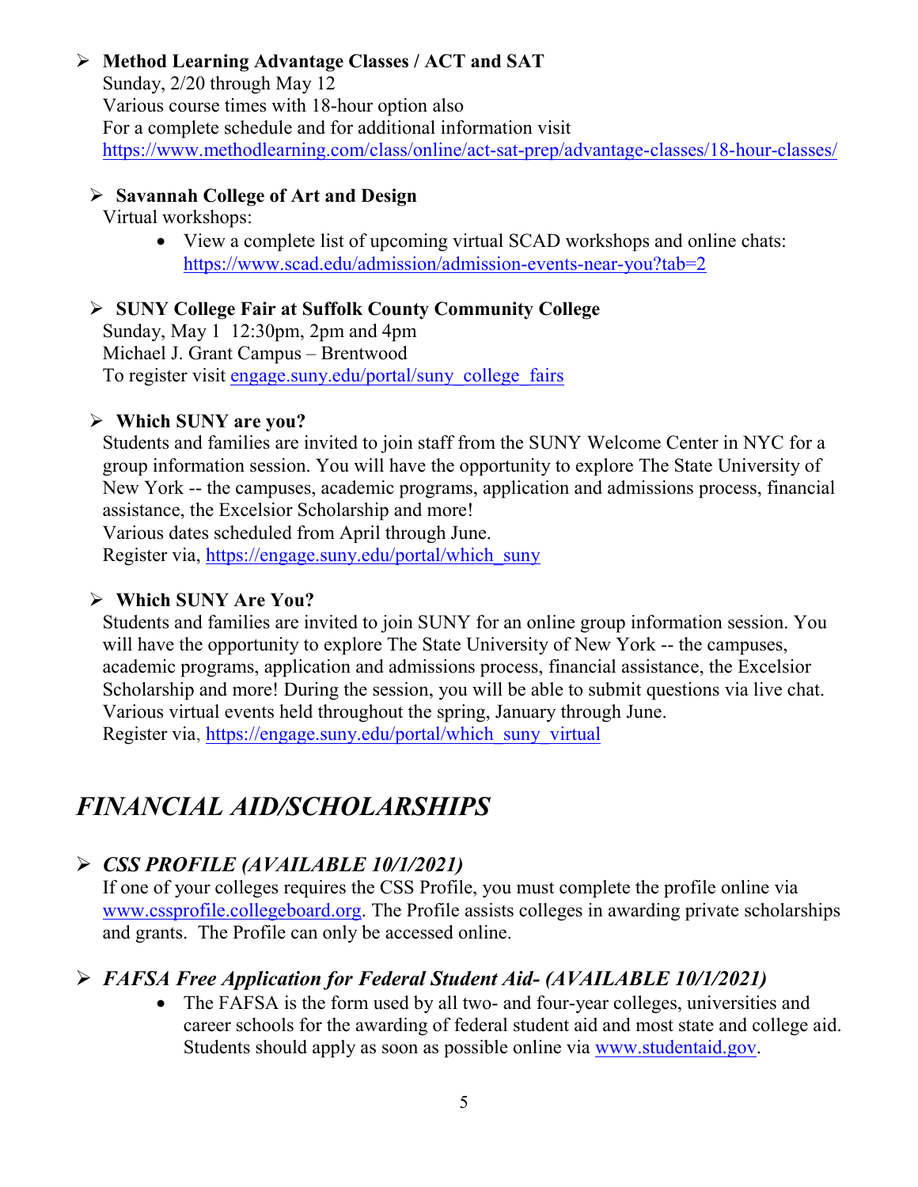- **Method Learning Advantage Classes / ACT and SAT**
  Sunday, 2/20 through May 12
  Various course times with 18-hour option also
  For a complete schedule and for additional information visit
  https://www.methodlearning.com/class/online/act-sat-prep/advantage-classes/18-hour-classes/

- **Savannah College of Art and Design**
  Virtual workshops:
  - View a complete list of upcoming virtual SCAD workshops and online chats: https://www.scad.edu/admission/admission-events-near-you?tab=2

- **SUNY College Fair at Suffolk County Community College**
  Sunday, May 1 12:30pm, 2pm and 4pm
  Michael J. Grant Campus – Brentwood
  To register visit engage.suny.edu/portal/suny_college_fairs

- **Which SUNY are you?**
  Students and families are invited to join staff from the SUNY Welcome Center in NYC for a group information session. You will have the opportunity to explore The State University of New York -- the campuses, academic programs, application and admissions process, financial assistance, the Excelsior Scholarship and more!
  Various dates scheduled from April through June.
  Register via, https://engage.suny.edu/portal/which_suny

- **Which SUNY Are You?**
  Students and families are invited to join SUNY for an online group information session. You will have the opportunity to explore The State University of New York -- the campuses, academic programs, application and admissions process, financial assistance, the Excelsior Scholarship and more! During the session, you will be able to submit questions via live chat. Various virtual events held throughout the spring, January through June.
  Register via, https://engage.suny.edu/portal/which_suny_virtual

# *FINANCIAL AID/SCHOLARSHIPS*

- ***CSS PROFILE (AVAILABLE 10/1/2021)***
  If one of your colleges requires the CSS Profile, you must complete the profile online via www.cssprofile.collegeboard.org. The Profile assists colleges in awarding private scholarships and grants. The Profile can only be accessed online.

- ***FAFSA Free Application for Federal Student Aid- (AVAILABLE 10/1/2021)***
  - The FAFSA is the form used by all two- and four-year colleges, universities and career schools for the awarding of federal student aid and most state and college aid. Students should apply as soon as possible online via www.studentaid.gov.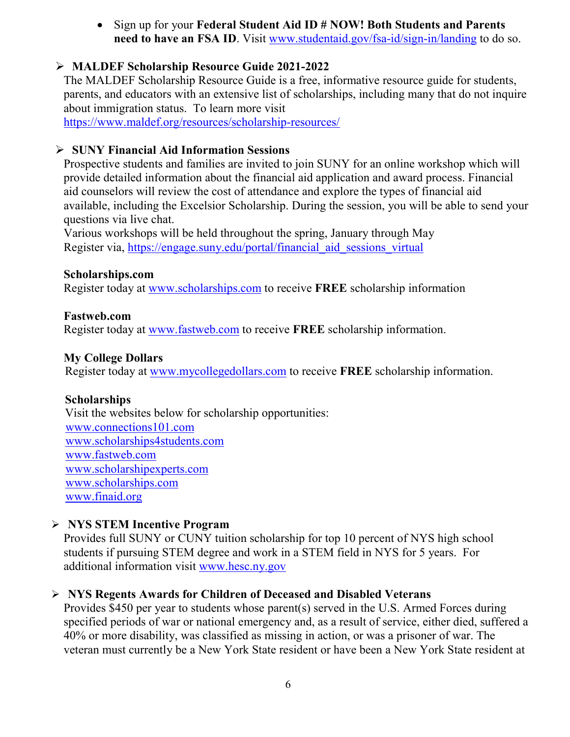- Sign up for your **Federal Student Aid ID # NOW! Both Students and Parents need to have an FSA ID**. Visit www.studentaid.gov/fsa-id/sign-in/landing to do so.

- **MALDEF Scholarship Resource Guide 2021-2022**

  The MALDEF Scholarship Resource Guide is a free, informative resource guide for students, parents, and educators with an extensive list of scholarships, including many that do not inquire about immigration status. To learn more visit https://www.maldef.org/resources/scholarship-resources/

- **SUNY Financial Aid Information Sessions**

  Prospective students and families are invited to join SUNY for an online workshop which will provide detailed information about the financial aid application and award process. Financial aid counselors will review the cost of attendance and explore the types of financial aid available, including the Excelsior Scholarship. During the session, you will be able to send your questions via live chat.

  Various workshops will be held throughout the spring, January through May

  Register via, https://engage.suny.edu/portal/financial_aid_sessions_virtual

**Scholarships.com**

Register today at www.scholarships.com to receive **FREE** scholarship information

**Fastweb.com**

Register today at www.fastweb.com to receive **FREE** scholarship information.

**My College Dollars**

Register today at www.mycollegedollars.com to receive **FREE** scholarship information.

**Scholarships**

Visit the websites below for scholarship opportunities:

www.connections101.com
www.scholarships4students.com
www.fastweb.com
www.scholarshipexperts.com
www.scholarships.com
www.finaid.org

- **NYS STEM Incentive Program**

  Provides full SUNY or CUNY tuition scholarship for top 10 percent of NYS high school students if pursuing STEM degree and work in a STEM field in NYS for 5 years. For additional information visit www.hesc.ny.gov

- **NYS Regents Awards for Children of Deceased and Disabled Veterans**

  Provides $450 per year to students whose parent(s) served in the U.S. Armed Forces during specified periods of war or national emergency and, as a result of service, either died, suffered a 40% or more disability, was classified as missing in action, or was a prisoner of war. The veteran must currently be a New York State resident or have been a New York State resident at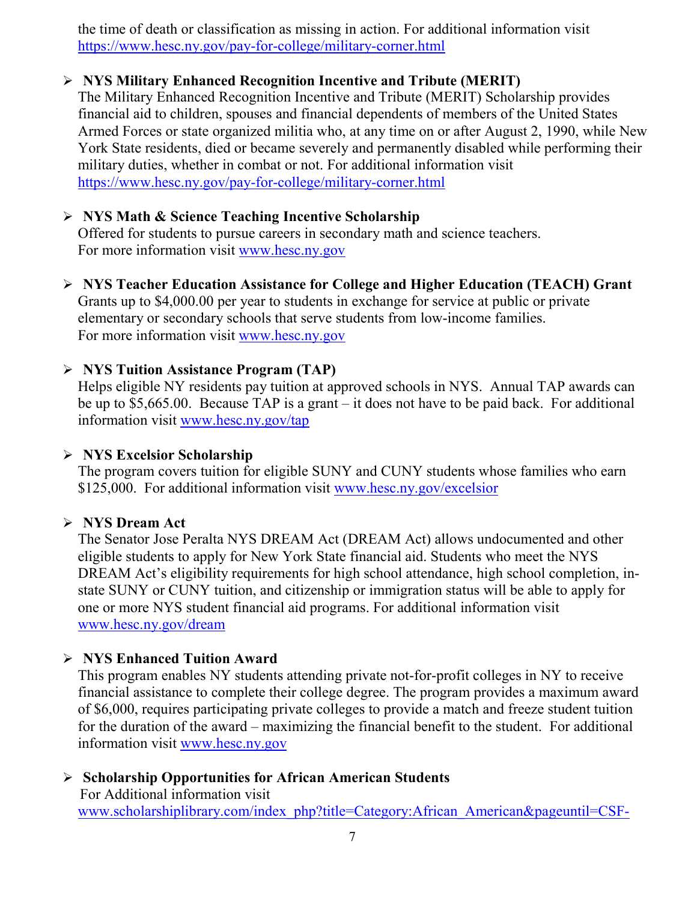the time of death or classification as missing in action. For additional information visit https://www.hesc.ny.gov/pay-for-college/military-corner.html

- **NYS Military Enhanced Recognition Incentive and Tribute (MERIT)**
  The Military Enhanced Recognition Incentive and Tribute (MERIT) Scholarship provides financial aid to children, spouses and financial dependents of members of the United States Armed Forces or state organized militia who, at any time on or after August 2, 1990, while New York State residents, died or became severely and permanently disabled while performing their military duties, whether in combat or not. For additional information visit https://www.hesc.ny.gov/pay-for-college/military-corner.html

- **NYS Math & Science Teaching Incentive Scholarship**
  Offered for students to pursue careers in secondary math and science teachers.
  For more information visit www.hesc.ny.gov

- **NYS Teacher Education Assistance for College and Higher Education (TEACH) Grant**
  Grants up to $4,000.00 per year to students in exchange for service at public or private elementary or secondary schools that serve students from low-income families.
  For more information visit www.hesc.ny.gov

- **NYS Tuition Assistance Program (TAP)**
  Helps eligible NY residents pay tuition at approved schools in NYS. Annual TAP awards can be up to $5,665.00. Because TAP is a grant – it does not have to be paid back. For additional information visit www.hesc.ny.gov/tap

- **NYS Excelsior Scholarship**
  The program covers tuition for eligible SUNY and CUNY students whose families who earn $125,000. For additional information visit www.hesc.ny.gov/excelsior

- **NYS Dream Act**
  The Senator Jose Peralta NYS DREAM Act (DREAM Act) allows undocumented and other eligible students to apply for New York State financial aid. Students who meet the NYS DREAM Act's eligibility requirements for high school attendance, high school completion, in-state SUNY or CUNY tuition, and citizenship or immigration status will be able to apply for one or more NYS student financial aid programs. For additional information visit www.hesc.ny.gov/dream

- **NYS Enhanced Tuition Award**
  This program enables NY students attending private not-for-profit colleges in NY to receive financial assistance to complete their college degree. The program provides a maximum award of $6,000, requires participating private colleges to provide a match and freeze student tuition for the duration of the award – maximizing the financial benefit to the student. For additional information visit www.hesc.ny.gov

- **Scholarship Opportunities for African American Students**
  For Additional information visit
  www.scholarshiplibrary.com/index_php?title=Category:African_American&pageuntil=CSF-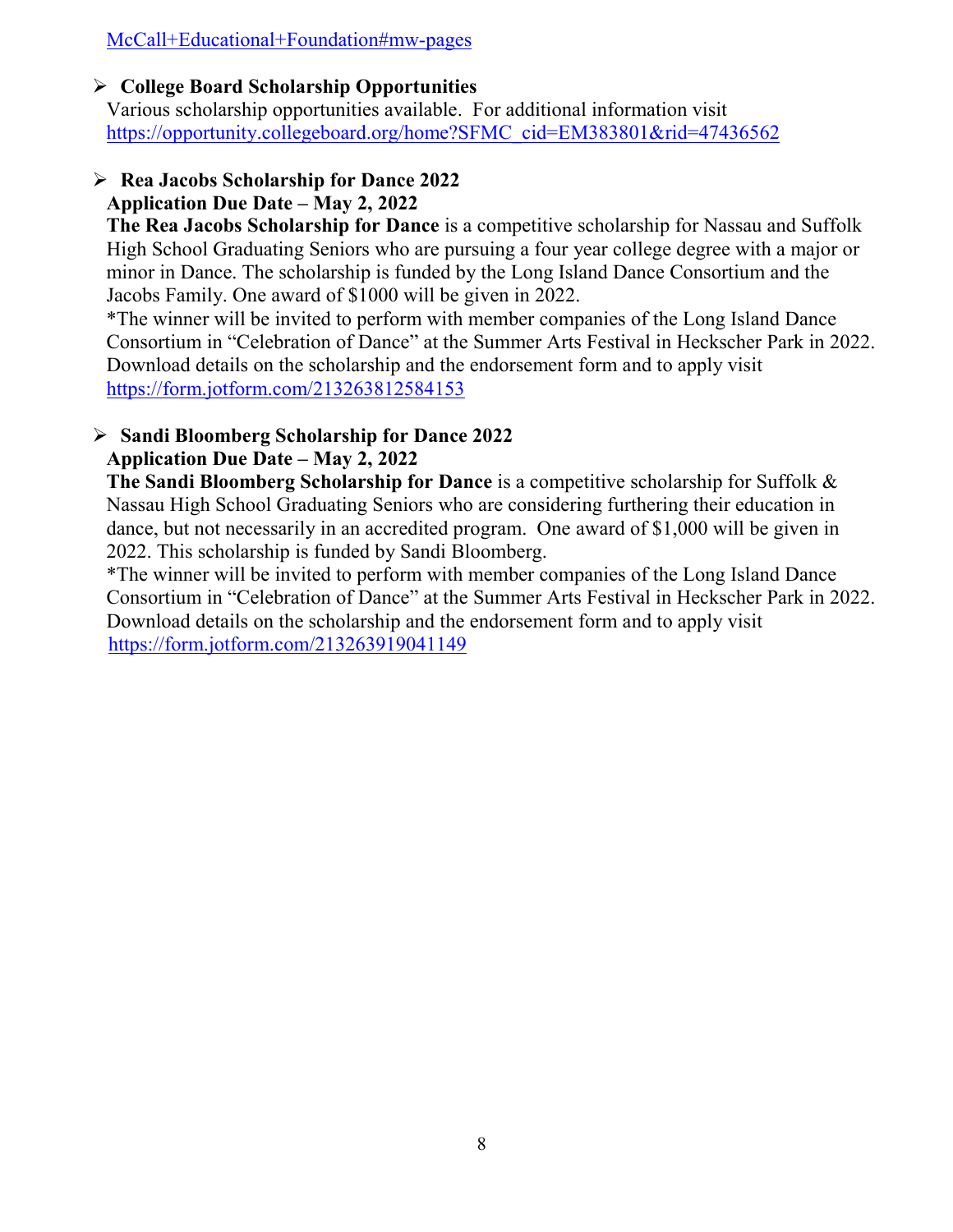McCall+Educational+Foundation#mw-pages

- **College Board Scholarship Opportunities**
  Various scholarship opportunities available. For additional information visit https://opportunity.collegeboard.org/home?SFMC_cid=EM383801&rid=47436562

- **Rea Jacobs Scholarship for Dance 2022**
  **Application Due Date – May 2, 2022**
  **The Rea Jacobs Scholarship for Dance** is a competitive scholarship for Nassau and Suffolk High School Graduating Seniors who are pursuing a four year college degree with a major or minor in Dance. The scholarship is funded by the Long Island Dance Consortium and the Jacobs Family. One award of $1000 will be given in 2022.
  *The winner will be invited to perform with member companies of the Long Island Dance Consortium in "Celebration of Dance" at the Summer Arts Festival in Heckscher Park in 2022. Download details on the scholarship and the endorsement form and to apply visit https://form.jotform.com/213263812584153

- **Sandi Bloomberg Scholarship for Dance 2022**
  **Application Due Date – May 2, 2022**
  **The Sandi Bloomberg Scholarship for Dance** is a competitive scholarship for Suffolk & Nassau High School Graduating Seniors who are considering furthering their education in dance, but not necessarily in an accredited program. One award of $1,000 will be given in 2022. This scholarship is funded by Sandi Bloomberg.
  *The winner will be invited to perform with member companies of the Long Island Dance Consortium in "Celebration of Dance" at the Summer Arts Festival in Heckscher Park in 2022. Download details on the scholarship and the endorsement form and to apply visit https://form.jotform.com/213263919041149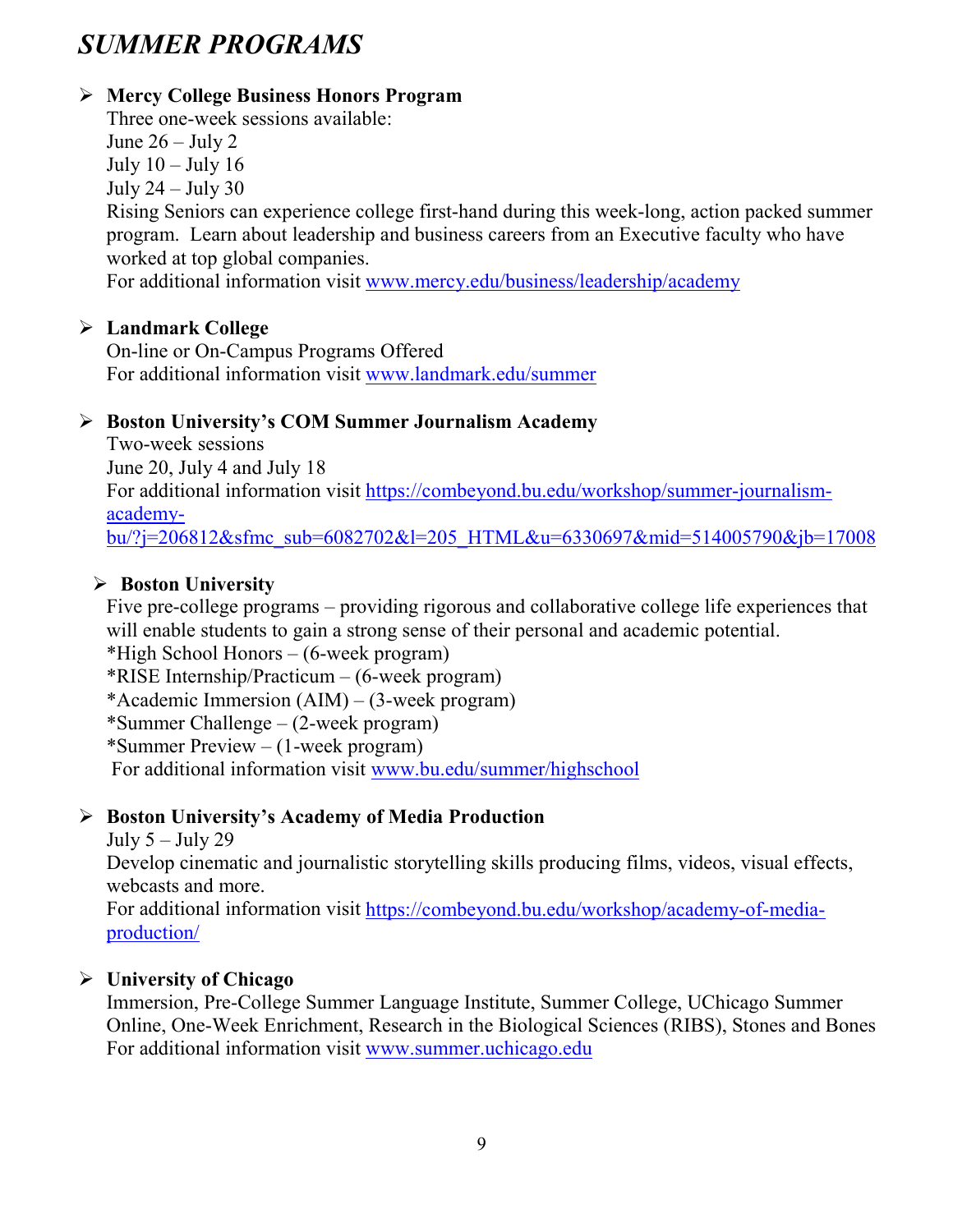# *SUMMER PROGRAMS*

- **Mercy College Business Honors Program**
  Three one-week sessions available:
  June 26 – July 2
  July 10 – July 16
  July 24 – July 30
  Rising Seniors can experience college first-hand during this week-long, action packed summer program. Learn about leadership and business careers from an Executive faculty who have worked at top global companies.
  For additional information visit www.mercy.edu/business/leadership/academy

- **Landmark College**
  On-line or On-Campus Programs Offered
  For additional information visit www.landmark.edu/summer

- **Boston University's COM Summer Journalism Academy**
  Two-week sessions
  June 20, July 4 and July 18
  For additional information visit https://combeyond.bu.edu/workshop/summer-journalism-academy-bu/?j=206812&sfmc_sub=6082702&l=205_HTML&u=6330697&mid=514005790&jb=17008

- **Boston University**
  Five pre-college programs – providing rigorous and collaborative college life experiences that will enable students to gain a strong sense of their personal and academic potential.
  *High School Honors – (6-week program)
  *RISE Internship/Practicum – (6-week program)
  *Academic Immersion (AIM) – (3-week program)
  *Summer Challenge – (2-week program)
  *Summer Preview – (1-week program)
  For additional information visit www.bu.edu/summer/highschool

- **Boston University's Academy of Media Production**
  July 5 – July 29
  Develop cinematic and journalistic storytelling skills producing films, videos, visual effects, webcasts and more.
  For additional information visit https://combeyond.bu.edu/workshop/academy-of-media-production/

- **University of Chicago**
  Immersion, Pre-College Summer Language Institute, Summer College, UChicago Summer Online, One-Week Enrichment, Research in the Biological Sciences (RIBS), Stones and Bones
  For additional information visit www.summer.uchicago.edu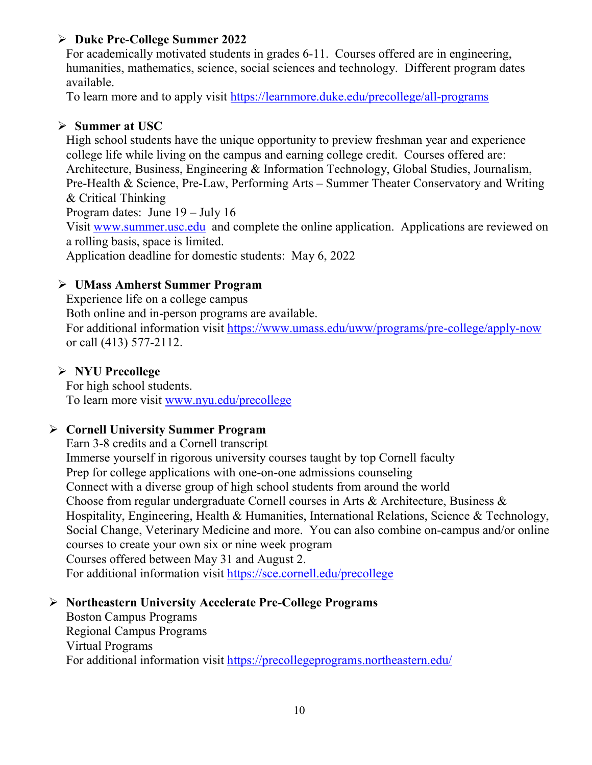- **Duke Pre-College Summer 2022**
  For academically motivated students in grades 6-11. Courses offered are in engineering, humanities, mathematics, science, social sciences and technology. Different program dates available.
  To learn more and to apply visit https://learnmore.duke.edu/precollege/all-programs

- **Summer at USC**
  High school students have the unique opportunity to preview freshman year and experience college life while living on the campus and earning college credit. Courses offered are: Architecture, Business, Engineering & Information Technology, Global Studies, Journalism, Pre-Health & Science, Pre-Law, Performing Arts – Summer Theater Conservatory and Writing & Critical Thinking
  Program dates: June 19 – July 16
  Visit www.summer.usc.edu and complete the online application. Applications are reviewed on a rolling basis, space is limited.
  Application deadline for domestic students: May 6, 2022

- **UMass Amherst Summer Program**
  Experience life on a college campus
  Both online and in-person programs are available.
  For additional information visit https://www.umass.edu/uww/programs/pre-college/apply-now or call (413) 577-2112.

- **NYU Precollege**
  For high school students.
  To learn more visit www.nyu.edu/precollege

- **Cornell University Summer Program**
  Earn 3-8 credits and a Cornell transcript
  Immerse yourself in rigorous university courses taught by top Cornell faculty
  Prep for college applications with one-on-one admissions counseling
  Connect with a diverse group of high school students from around the world
  Choose from regular undergraduate Cornell courses in Arts & Architecture, Business & Hospitality, Engineering, Health & Humanities, International Relations, Science & Technology, Social Change, Veterinary Medicine and more. You can also combine on-campus and/or online courses to create your own six or nine week program
  Courses offered between May 31 and August 2.
  For additional information visit https://sce.cornell.edu/precollege

- **Northeastern University Accelerate Pre-College Programs**
  Boston Campus Programs
  Regional Campus Programs
  Virtual Programs
  For additional information visit https://precollegeprograms.northeastern.edu/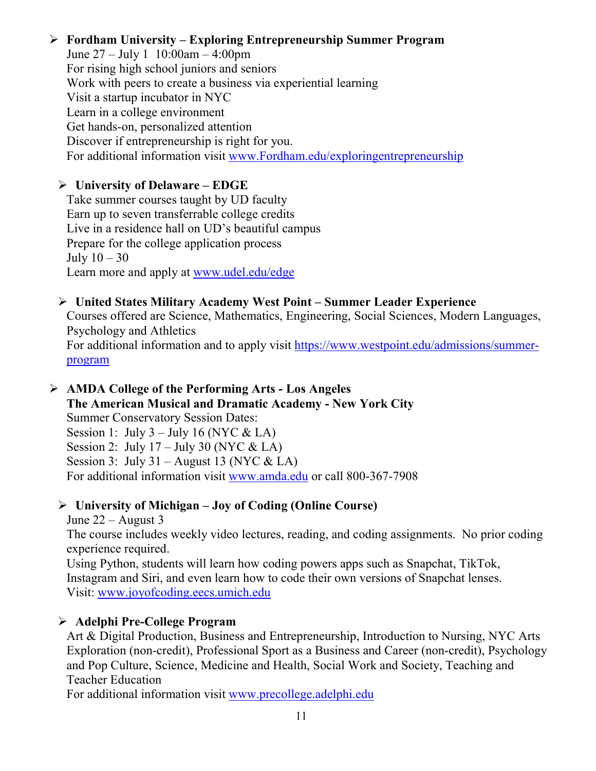- **Fordham University – Exploring Entrepreneurship Summer Program**
  June 27 – July 1 10:00am – 4:00pm
  For rising high school juniors and seniors
  Work with peers to create a business via experiential learning
  Visit a startup incubator in NYC
  Learn in a college environment
  Get hands-on, personalized attention
  Discover if entrepreneurship is right for you.
  For additional information visit [www.Fordham.edu/exploringentrepreneurship](www.Fordham.edu/exploringentrepreneurship)

- **University of Delaware – EDGE**
  Take summer courses taught by UD faculty
  Earn up to seven transferrable college credits
  Live in a residence hall on UD's beautiful campus
  Prepare for the college application process
  July 10 – 30
  Learn more and apply at [www.udel.edu/edge](www.udel.edu/edge)

- **United States Military Academy West Point – Summer Leader Experience**
  Courses offered are Science, Mathematics, Engineering, Social Sciences, Modern Languages, Psychology and Athletics
  For additional information and to apply visit [https://www.westpoint.edu/admissions/summer-program](https://www.westpoint.edu/admissions/summer-program)

- **AMDA College of the Performing Arts - Los Angeles**
  **The American Musical and Dramatic Academy - New York City**
  Summer Conservatory Session Dates:
  Session 1: July 3 – July 16 (NYC & LA)
  Session 2: July 17 – July 30 (NYC & LA)
  Session 3: July 31 – August 13 (NYC & LA)
  For additional information visit [www.amda.edu](www.amda.edu) or call 800-367-7908

- **University of Michigan – Joy of Coding (Online Course)**
  June 22 – August 3
  The course includes weekly video lectures, reading, and coding assignments. No prior coding experience required.
  Using Python, students will learn how coding powers apps such as Snapchat, TikTok, Instagram and Siri, and even learn how to code their own versions of Snapchat lenses.
  Visit: [www.joyofcoding.eecs.umich.edu](www.joyofcoding.eecs.umich.edu)

- **Adelphi Pre-College Program**
  Art & Digital Production, Business and Entrepreneurship, Introduction to Nursing, NYC Arts Exploration (non-credit), Professional Sport as a Business and Career (non-credit), Psychology and Pop Culture, Science, Medicine and Health, Social Work and Society, Teaching and Teacher Education
  For additional information visit [www.precollege.adelphi.edu](www.precollege.adelphi.edu)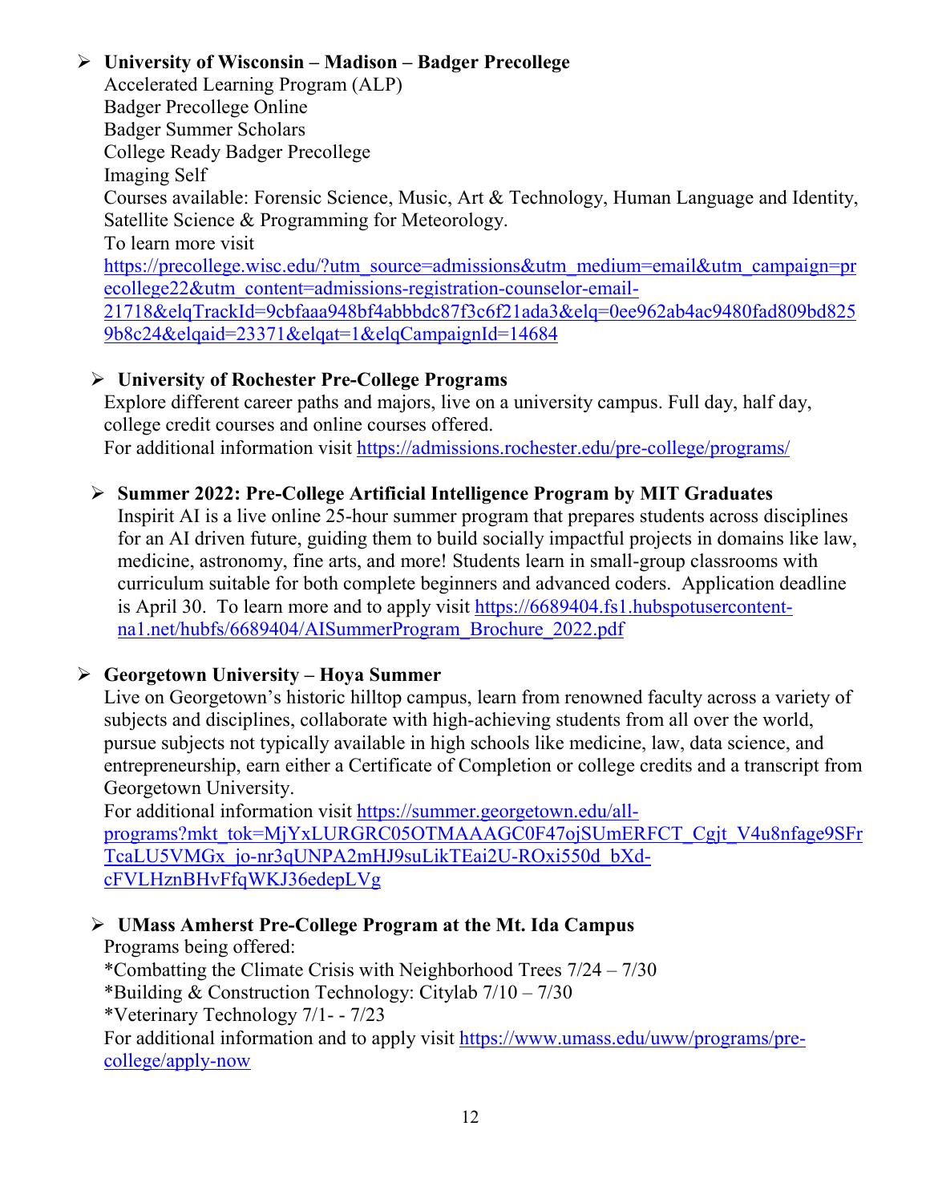- **University of Wisconsin – Madison – Badger Precollege**
  Accelerated Learning Program (ALP)
  Badger Precollege Online
  Badger Summer Scholars
  College Ready Badger Precollege
  Imaging Self
  Courses available: Forensic Science, Music, Art & Technology, Human Language and Identity, Satellite Science & Programming for Meteorology.
  To learn more visit https://precollege.wisc.edu/?utm_source=admissions&utm_medium=email&utm_campaign=precollege22&utm_content=admissions-registration-counselor-email-21718&elqTrackId=9cbfaaa948bf4abbbdc87f3c6f21ada3&elq=0ee962ab4ac9480fad809bd8259b8c24&elqaid=23371&elqat=1&elqCampaignId=14684

- **University of Rochester Pre-College Programs**
  Explore different career paths and majors, live on a university campus. Full day, half day, college credit courses and online courses offered.
  For additional information visit https://admissions.rochester.edu/pre-college/programs/

- **Summer 2022: Pre-College Artificial Intelligence Program by MIT Graduates**
  Inspirit AI is a live online 25-hour summer program that prepares students across disciplines for an AI driven future, guiding them to build socially impactful projects in domains like law, medicine, astronomy, fine arts, and more! Students learn in small-group classrooms with curriculum suitable for both complete beginners and advanced coders. Application deadline is April 30. To learn more and to apply visit https://6689404.fs1.hubspotusercontent-na1.net/hubfs/6689404/AISummerProgram_Brochure_2022.pdf

- **Georgetown University – Hoya Summer**
  Live on Georgetown's historic hilltop campus, learn from renowned faculty across a variety of subjects and disciplines, collaborate with high-achieving students from all over the world, pursue subjects not typically available in high schools like medicine, law, data science, and entrepreneurship, earn either a Certificate of Completion or college credits and a transcript from Georgetown University.
  For additional information visit https://summer.georgetown.edu/all-programs?mkt_tok=MjYxLURGRC05OTMAAAGC0F47ojSUmERFCT_Cgjt_V4u8nfage9SFrTcaLU5VMGx_jo-nr3qUNPA2mHJ9suLikTEai2U-ROxi550d_bXd-cFVLHznBHvFfqWKJ36edepLVg

- **UMass Amherst Pre-College Program at the Mt. Ida Campus**
  Programs being offered:
  *Combatting the Climate Crisis with Neighborhood Trees 7/24 – 7/30
  *Building & Construction Technology: Citylab 7/10 – 7/30
  *Veterinary Technology 7/1- - 7/23
  For additional information and to apply visit https://www.umass.edu/uww/programs/pre-college/apply-now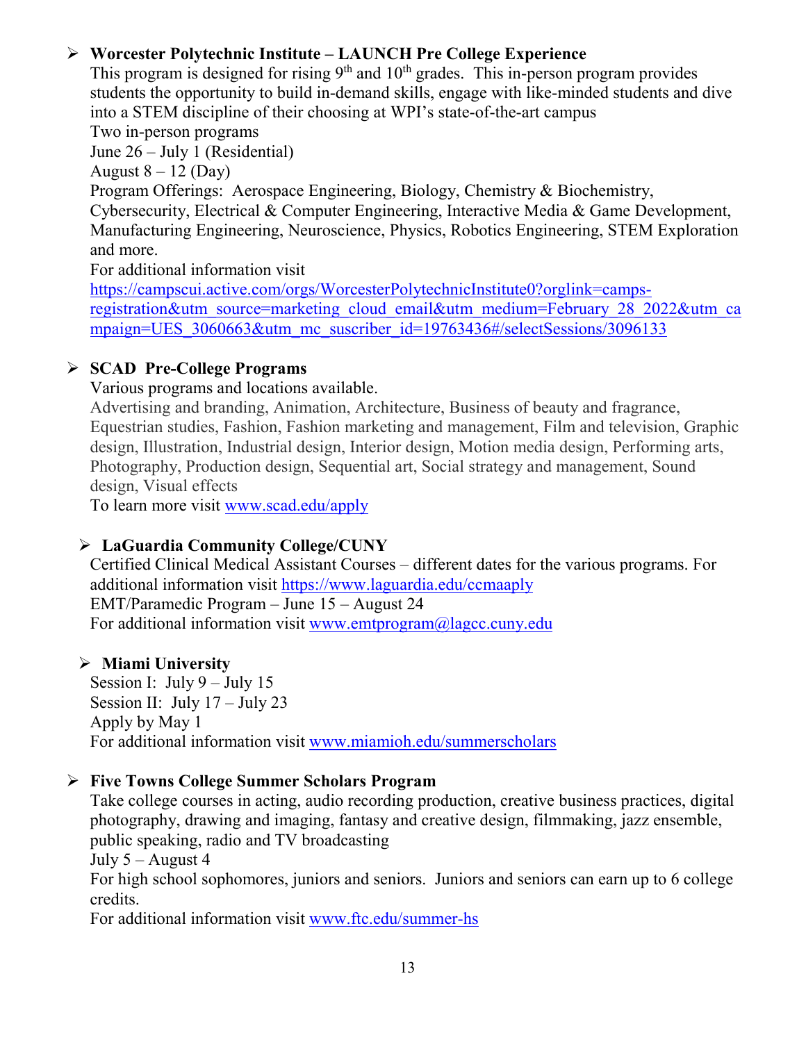- **Worcester Polytechnic Institute – LAUNCH Pre College Experience**
  This program is designed for rising 9th and 10th grades. This in-person program provides students the opportunity to build in-demand skills, engage with like-minded students and dive into a STEM discipline of their choosing at WPI's state-of-the-art campus
  Two in-person programs
  June 26 – July 1 (Residential)
  August 8 – 12 (Day)
  Program Offerings: Aerospace Engineering, Biology, Chemistry & Biochemistry, Cybersecurity, Electrical & Computer Engineering, Interactive Media & Game Development, Manufacturing Engineering, Neuroscience, Physics, Robotics Engineering, STEM Exploration and more.
  For additional information visit https://campscui.active.com/orgs/WorcesterPolytechnicInstitute0?orglink=camps-registration&utm_source=marketing_cloud_email&utm_medium=February_28_2022&utm_campaign=UES_3060663&utm_mc_suscriber_id=19763436#/selectSessions/3096133

- **SCAD Pre-College Programs**
  Various programs and locations available.
  Advertising and branding, Animation, Architecture, Business of beauty and fragrance, Equestrian studies, Fashion, Fashion marketing and management, Film and television, Graphic design, Illustration, Industrial design, Interior design, Motion media design, Performing arts, Photography, Production design, Sequential art, Social strategy and management, Sound design, Visual effects
  To learn more visit www.scad.edu/apply

- **LaGuardia Community College/CUNY**
  Certified Clinical Medical Assistant Courses – different dates for the various programs. For additional information visit https://www.laguardia.edu/ccmaaply
  EMT/Paramedic Program – June 15 – August 24
  For additional information visit www.emtprogram@lagcc.cuny.edu

- **Miami University**
  Session I: July 9 – July 15
  Session II: July 17 – July 23
  Apply by May 1
  For additional information visit www.miamioh.edu/summerscholars

- **Five Towns College Summer Scholars Program**
  Take college courses in acting, audio recording production, creative business practices, digital photography, drawing and imaging, fantasy and creative design, filmmaking, jazz ensemble, public speaking, radio and TV broadcasting
  July 5 – August 4
  For high school sophomores, juniors and seniors. Juniors and seniors can earn up to 6 college credits.
  For additional information visit www.ftc.edu/summer-hs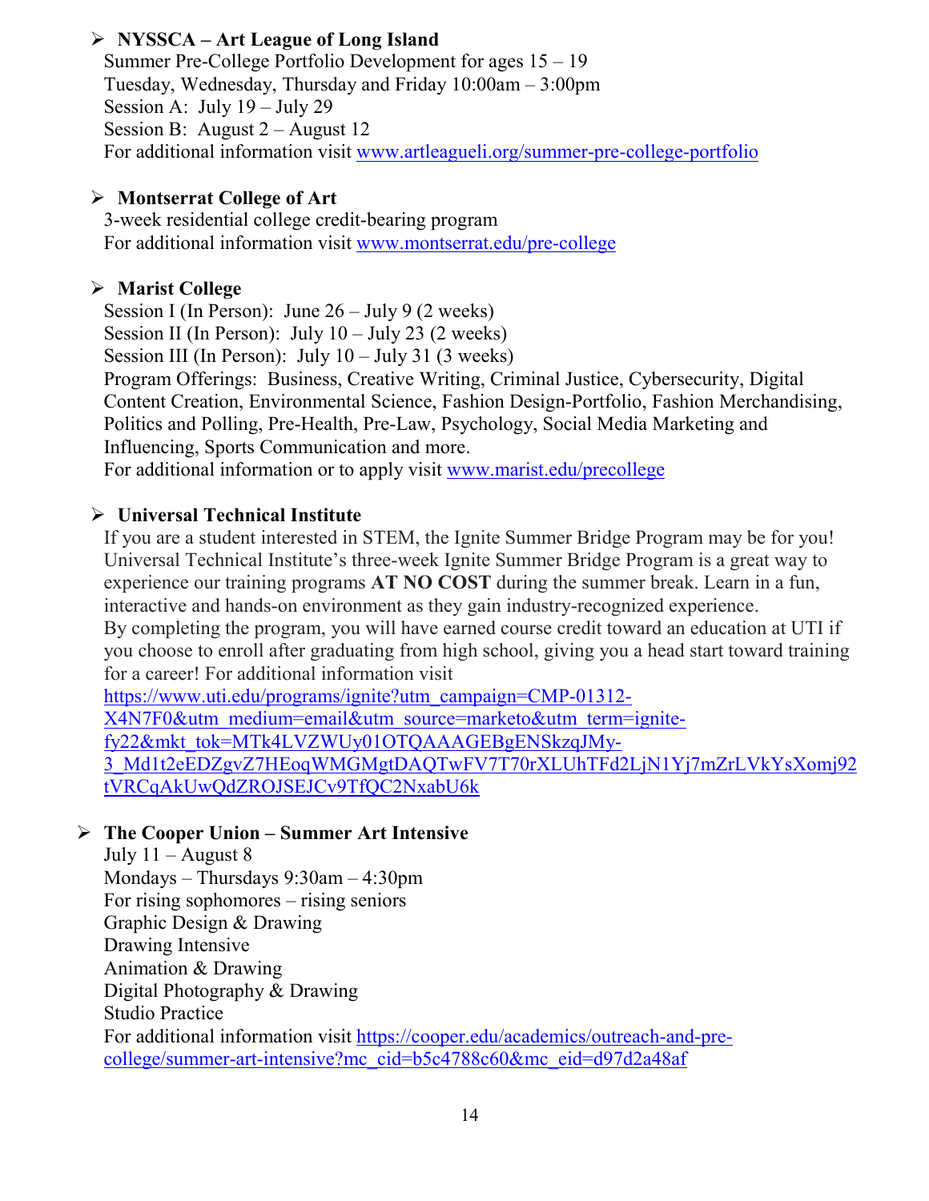- **NYSSCA – Art League of Long Island**
  Summer Pre-College Portfolio Development for ages 15 – 19
  Tuesday, Wednesday, Thursday and Friday 10:00am – 3:00pm
  Session A: July 19 – July 29
  Session B: August 2 – August 12
  For additional information visit [www.artleagueli.org/summer-pre-college-portfolio](www.artleagueli.org/summer-pre-college-portfolio)

- **Montserrat College of Art**
  3-week residential college credit-bearing program
  For additional information visit [www.montserrat.edu/pre-college](www.montserrat.edu/pre-college)

- **Marist College**
  Session I (In Person): June 26 – July 9 (2 weeks)
  Session II (In Person): July 10 – July 23 (2 weeks)
  Session III (In Person): July 10 – July 31 (3 weeks)
  Program Offerings: Business, Creative Writing, Criminal Justice, Cybersecurity, Digital Content Creation, Environmental Science, Fashion Design-Portfolio, Fashion Merchandising, Politics and Polling, Pre-Health, Pre-Law, Psychology, Social Media Marketing and Influencing, Sports Communication and more.
  For additional information or to apply visit [www.marist.edu/precollege](www.marist.edu/precollege)

- **Universal Technical Institute**
  If you are a student interested in STEM, the Ignite Summer Bridge Program may be for you! Universal Technical Institute's three-week Ignite Summer Bridge Program is a great way to experience our training programs **AT NO COST** during the summer break. Learn in a fun, interactive and hands-on environment as they gain industry-recognized experience.
  By completing the program, you will have earned course credit toward an education at UTI if you choose to enroll after graduating from high school, giving you a head start toward training for a career! For additional information visit
  [https://www.uti.edu/programs/ignite?utm_campaign=CMP-01312-X4N7F0&utm_medium=email&utm_source=marketo&utm_term=ignite-fy22&mkt_tok=MTk4LVZWUy01OTQAAAGEBgENSkzqJMy-3_Md1t2eEDZgvZ7HEoqWMGMgtDAQTwFV7T70rXLUhTFd2LjN1Yj7mZrLVkYsXomj92tVRCqAkUwQdZROJSEJCv9TfQC2NxabU6k](https://www.uti.edu/programs/ignite?utm_campaign=CMP-01312-X4N7F0&utm_medium=email&utm_source=marketo&utm_term=ignite-fy22&mkt_tok=MTk4LVZWUy01OTQAAAGEBgENSkzqJMy-3_Md1t2eEDZgvZ7HEoqWMGMgtDAQTwFV7T70rXLUhTFd2LjN1Yj7mZrLVkYsXomj92tVRCqAkUwQdZROJSEJCv9TfQC2NxabU6k)

- **The Cooper Union – Summer Art Intensive**
  July 11 – August 8
  Mondays – Thursdays 9:30am – 4:30pm
  For rising sophomores – rising seniors
  Graphic Design & Drawing
  Drawing Intensive
  Animation & Drawing
  Digital Photography & Drawing
  Studio Practice
  For additional information visit [https://cooper.edu/academics/outreach-and-pre-college/summer-art-intensive?mc_cid=b5c4788c60&mc_eid=d97d2a48af](https://cooper.edu/academics/outreach-and-pre-college/summer-art-intensive?mc_cid=b5c4788c60&mc_eid=d97d2a48af)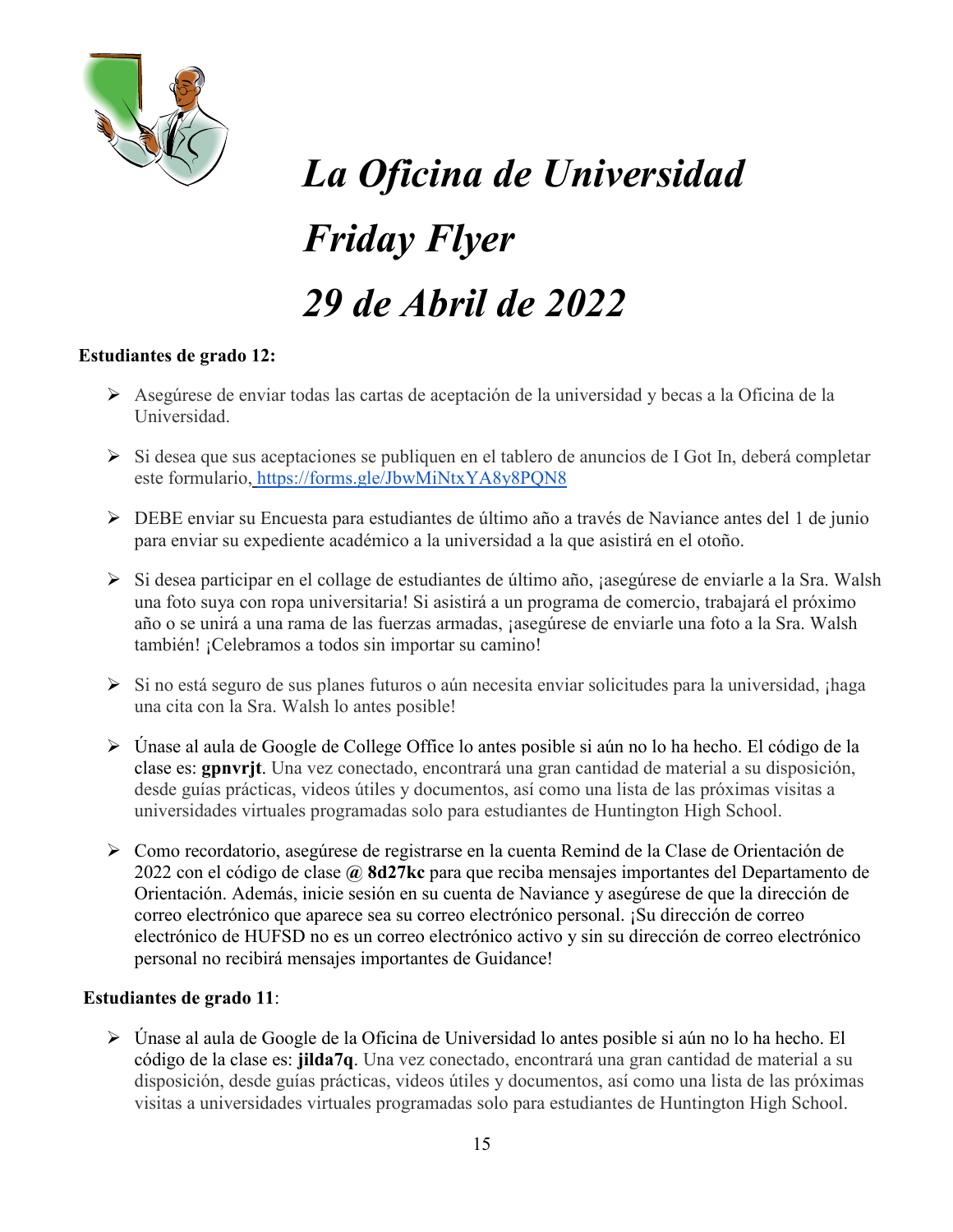# *La Oficina de Universidad*

# *Friday Flyer*

# *29 de Abril de 2022*

**Estudiantes de grado 12:**

- Asegúrese de enviar todas las cartas de aceptación de la universidad y becas a la Oficina de la Universidad.
- Si desea que sus aceptaciones se publiquen en el tablero de anuncios de I Got In, deberá completar este formulario, https://forms.gle/JbwMiNtxYA8y8PQN8
- DEBE enviar su Encuesta para estudiantes de último año a través de Naviance antes del 1 de junio para enviar su expediente académico a la universidad a la que asistirá en el otoño.
- Si desea participar en el collage de estudiantes de último año, ¡asegúrese de enviarle a la Sra. Walsh una foto suya con ropa universitaria! Si asistirá a un programa de comercio, trabajará el próximo año o se unirá a una rama de las fuerzas armadas, ¡asegúrese de enviarle una foto a la Sra. Walsh también! ¡Celebramos a todos sin importar su camino!
- Si no está seguro de sus planes futuros o aún necesita enviar solicitudes para la universidad, ¡haga una cita con la Sra. Walsh lo antes posible!
- Únase al aula de Google de College Office lo antes posible si aún no lo ha hecho. El código de la clase es: **gpnvrjt**. Una vez conectado, encontrará una gran cantidad de material a su disposición, desde guías prácticas, videos útiles y documentos, así como una lista de las próximas visitas a universidades virtuales programadas solo para estudiantes de Huntington High School.
- Como recordatorio, asegúrese de registrarse en la cuenta Remind de la Clase de Orientación de 2022 con el código de clase **@ 8d27kc** para que reciba mensajes importantes del Departamento de Orientación. Además, inicie sesión en su cuenta de Naviance y asegúrese de que la dirección de correo electrónico que aparece sea su correo electrónico personal. ¡Su dirección de correo electrónico de HUFSD no es un correo electrónico activo y sin su dirección de correo electrónico personal no recibirá mensajes importantes de Guidance!

**Estudiantes de grado 11**:

- Únase al aula de Google de la Oficina de Universidad lo antes posible si aún no lo ha hecho. El código de la clase es: **jilda7q**. Una vez conectado, encontrará una gran cantidad de material a su disposición, desde guías prácticas, videos útiles y documentos, así como una lista de las próximas visitas a universidades virtuales programadas solo para estudiantes de Huntington High School.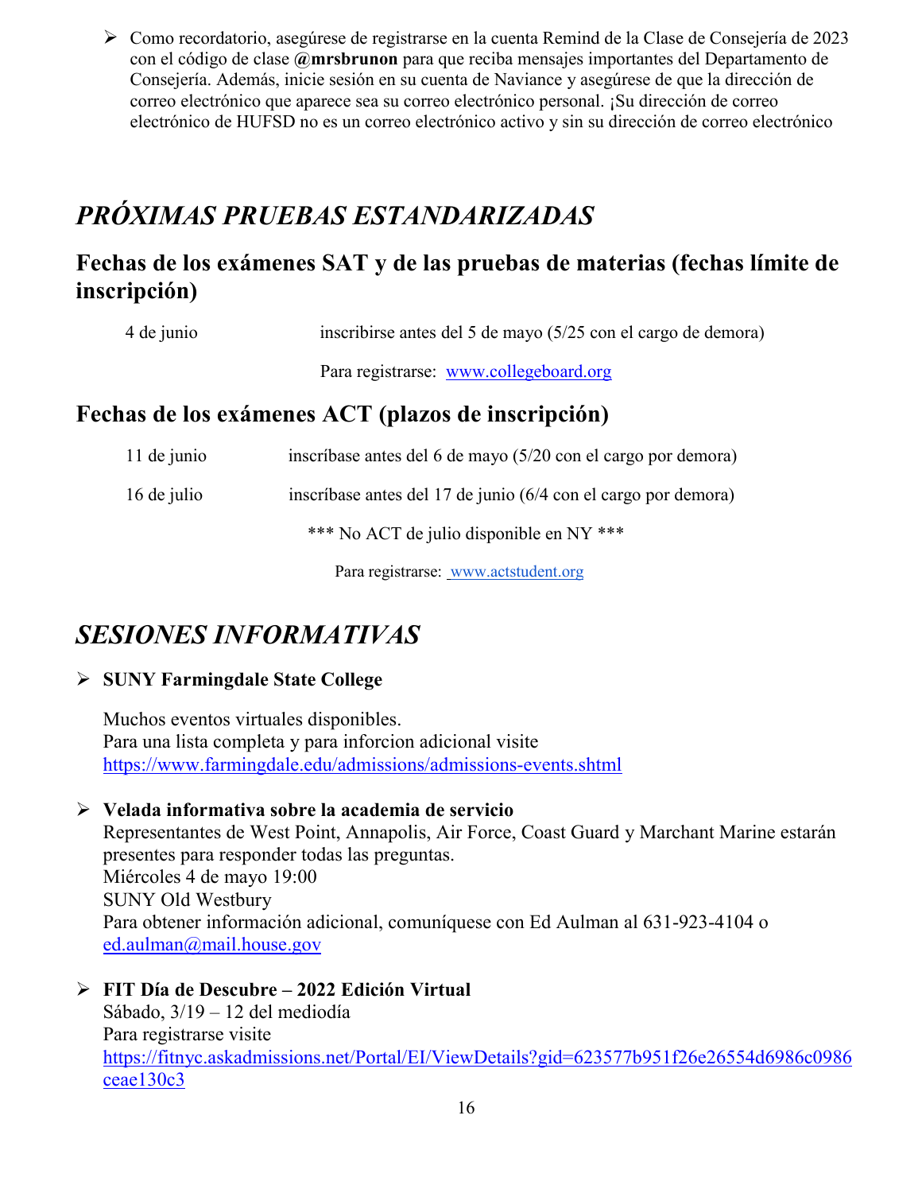- Como recordatorio, asegúrese de registrarse en la cuenta Remind de la Clase de Consejería de 2023 con el código de clase **@mrsbrunon** para que reciba mensajes importantes del Departamento de Consejería. Además, inicie sesión en su cuenta de Naviance y asegúrese de que la dirección de correo electrónico que aparece sea su correo electrónico personal. ¡Su dirección de correo electrónico de HUFSD no es un correo electrónico activo y sin su dirección de correo electrónico

# *PRÓXIMAS PRUEBAS ESTANDARIZADAS*

## Fechas de los exámenes SAT y de las pruebas de materias (fechas límite de inscripción)

4 de junio — inscribirse antes del 5 de mayo (5/25 con el cargo de demora)

Para registrarse: www.collegeboard.org

## Fechas de los exámenes ACT (plazos de inscripción)

11 de junio — inscríbase antes del 6 de mayo (5/20 con el cargo por demora)

16 de julio — inscríbase antes del 17 de junio (6/4 con el cargo por demora)

*** No ACT de julio disponible en NY ***

Para registrarse: www.actstudent.org

# *SESIONES INFORMATIVAS*

- **SUNY Farmingdale State College**

  Muchos eventos virtuales disponibles.
  Para una lista completa y para inforcion adicional visite
  https://www.farmingdale.edu/admissions/admissions-events.shtml

- **Velada informativa sobre la academia de servicio**
  Representantes de West Point, Annapolis, Air Force, Coast Guard y Marchant Marine estarán presentes para responder todas las preguntas.
  Miércoles 4 de mayo 19:00
  SUNY Old Westbury
  Para obtener información adicional, comuníquese con Ed Aulman al 631-923-4104 o ed.aulman@mail.house.gov

- **FIT Día de Descubre – 2022 Edición Virtual**
  Sábado, 3/19 – 12 del mediodía
  Para registrarse visite
  https://fitnyc.askadmissions.net/Portal/EI/ViewDetails?gid=623577b951f26e26554d6986c0986ceae130c3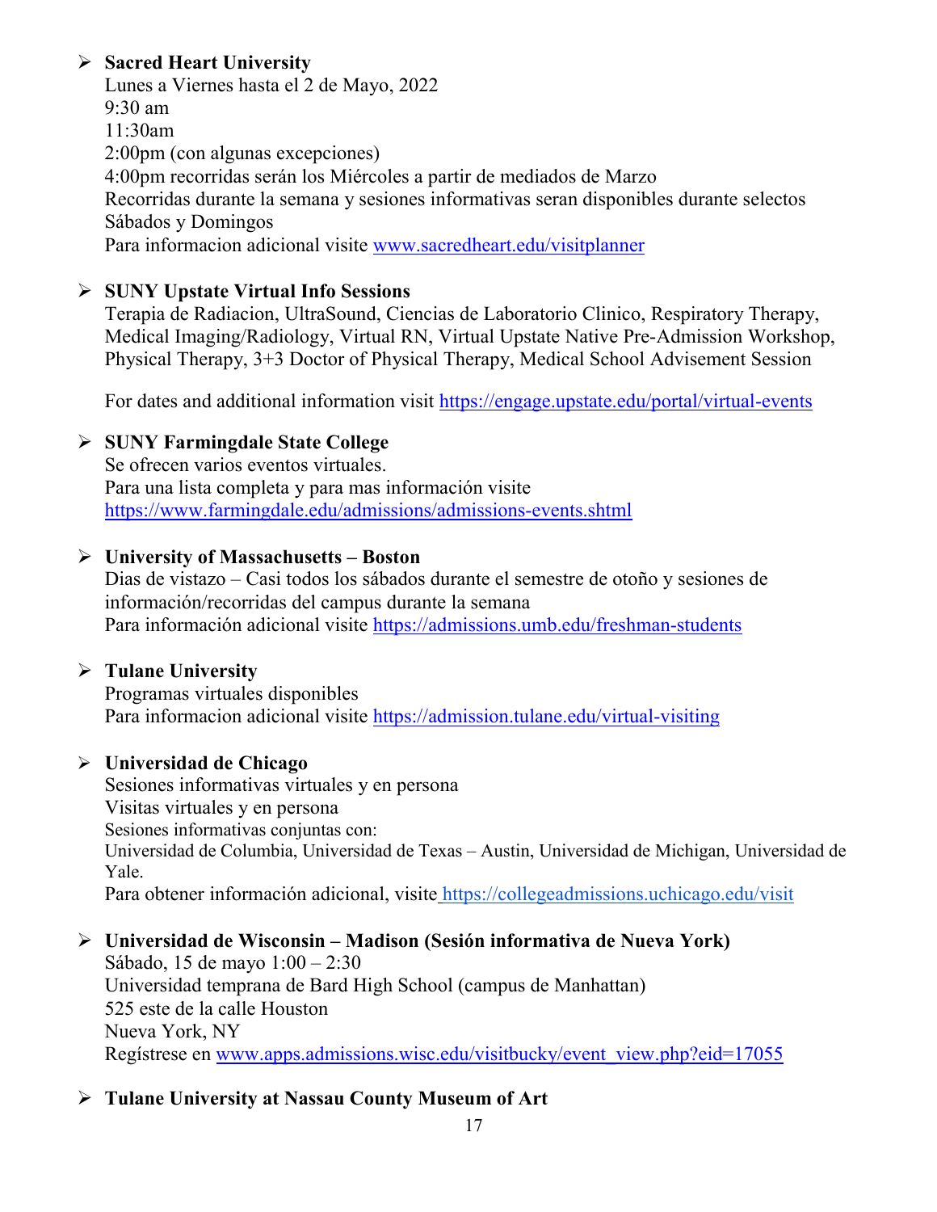- **Sacred Heart University**
  Lunes a Viernes hasta el 2 de Mayo, 2022
  9:30 am
  11:30am
  2:00pm (con algunas excepciones)
  4:00pm recorridas serán los Miércoles a partir de mediados de Marzo
  Recorridas durante la semana y sesiones informativas seran disponibles durante selectos Sábados y Domingos
  Para informacion adicional visite www.sacredheart.edu/visitplanner

- **SUNY Upstate Virtual Info Sessions**
  Terapia de Radiacion, UltraSound, Ciencias de Laboratorio Clinico, Respiratory Therapy, Medical Imaging/Radiology, Virtual RN, Virtual Upstate Native Pre-Admission Workshop, Physical Therapy, 3+3 Doctor of Physical Therapy, Medical School Advisement Session

  For dates and additional information visit https://engage.upstate.edu/portal/virtual-events

- **SUNY Farmingdale State College**
  Se ofrecen varios eventos virtuales.
  Para una lista completa y para mas información visite
  https://www.farmingdale.edu/admissions/admissions-events.shtml

- **University of Massachusetts – Boston**
  Dias de vistazo – Casi todos los sábados durante el semestre de otoño y sesiones de información/recorridas del campus durante la semana
  Para información adicional visite https://admissions.umb.edu/freshman-students

- **Tulane University**
  Programas virtuales disponibles
  Para informacion adicional visite https://admission.tulane.edu/virtual-visiting

- **Universidad de Chicago**
  Sesiones informativas virtuales y en persona
  Visitas virtuales y en persona
  Sesiones informativas conjuntas con:
  Universidad de Columbia, Universidad de Texas – Austin, Universidad de Michigan, Universidad de Yale.
  Para obtener información adicional, visite https://collegeadmissions.uchicago.edu/visit

- **Universidad de Wisconsin – Madison (Sesión informativa de Nueva York)**
  Sábado, 15 de mayo 1:00 – 2:30
  Universidad temprana de Bard High School (campus de Manhattan)
  525 este de la calle Houston
  Nueva York, NY
  Regístrese en www.apps.admissions.wisc.edu/visitbucky/event_view.php?eid=17055

- **Tulane University at Nassau County Museum of Art**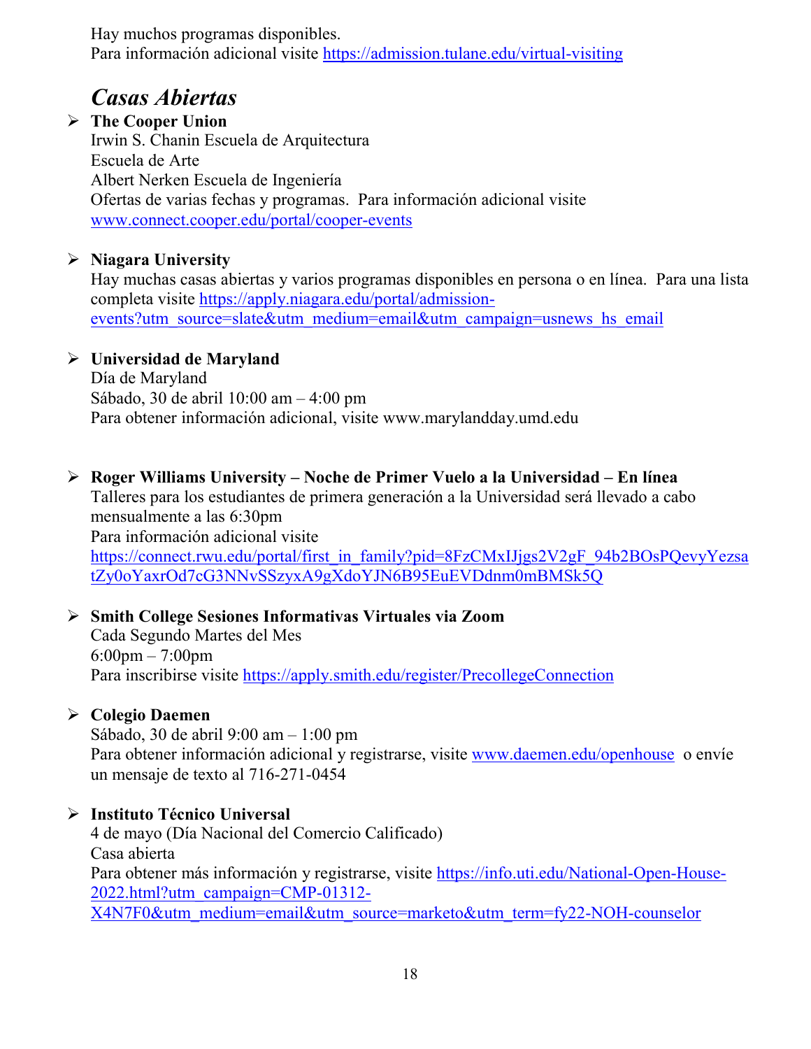Hay muchos programas disponibles.
Para información adicional visite https://admission.tulane.edu/virtual-visiting

## *Casas Abiertas*

- **The Cooper Union**
  Irwin S. Chanin Escuela de Arquitectura
  Escuela de Arte
  Albert Nerken Escuela de Ingeniería
  Ofertas de varias fechas y programas. Para información adicional visite www.connect.cooper.edu/portal/cooper-events

- **Niagara University**
  Hay muchas casas abiertas y varios programas disponibles en persona o en línea. Para una lista completa visite https://apply.niagara.edu/portal/admission-events?utm_source=slate&utm_medium=email&utm_campaign=usnews_hs_email

- **Universidad de Maryland**
  Día de Maryland
  Sábado, 30 de abril 10:00 am – 4:00 pm
  Para obtener información adicional, visite www.marylandday.umd.edu

- **Roger Williams University – Noche de Primer Vuelo a la Universidad – En línea**
  Talleres para los estudiantes de primera generación a la Universidad será llevado a cabo mensualmente a las 6:30pm
  Para información adicional visite https://connect.rwu.edu/portal/first_in_family?pid=8FzCMxIJjgs2V2gF_94b2BOsPQevyYezsatZy0oYaxrOd7cG3NNvSSzyxA9gXdoYJN6B95EuEVDdnm0mBMSk5Q

- **Smith College Sesiones Informativas Virtuales via Zoom**
  Cada Segundo Martes del Mes
  6:00pm – 7:00pm
  Para inscribirse visite https://apply.smith.edu/register/PrecollegeConnection

- **Colegio Daemen**
  Sábado, 30 de abril 9:00 am – 1:00 pm
  Para obtener información adicional y registrarse, visite www.daemen.edu/openhouse o envíe un mensaje de texto al 716-271-0454

- **Instituto Técnico Universal**
  4 de mayo (Día Nacional del Comercio Calificado)
  Casa abierta
  Para obtener más información y registrarse, visite https://info.uti.edu/National-Open-House-2022.html?utm_campaign=CMP-01312-X4N7F0&utm_medium=email&utm_source=marketo&utm_term=fy22-NOH-counselor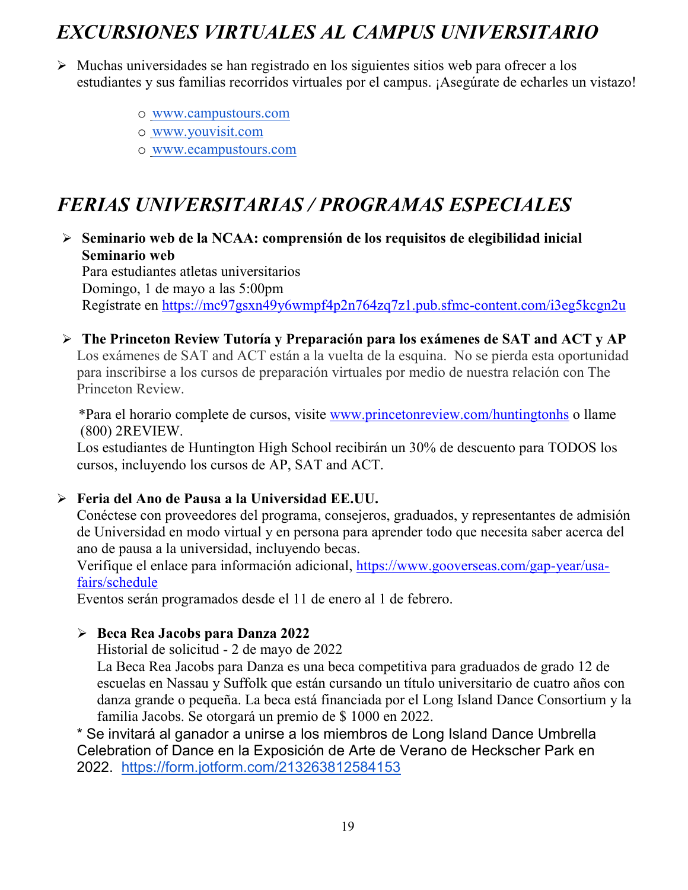## *EXCURSIONES VIRTUALES AL CAMPUS UNIVERSITARIO*

- Muchas universidades se han registrado en los siguientes sitios web para ofrecer a los estudiantes y sus familias recorridos virtuales por el campus. ¡Asegúrate de echarles un vistazo!
  - www.campustours.com
  - www.youvisit.com
  - www.ecampustours.com

## *FERIAS UNIVERSITARIAS / PROGRAMAS ESPECIALES*

- **Seminario web de la NCAA: comprensión de los requisitos de elegibilidad inicial Seminario web**
  Para estudiantes atletas universitarios
  Domingo, 1 de mayo a las 5:00pm
  Regístrate en https://mc97gsxn49y6wmpf4p2n764zq7z1.pub.sfmc-content.com/i3eg5kcgn2u

- **The Princeton Review Tutoría y Preparación para los exámenes de SAT and ACT y AP**
  Los exámenes de SAT and ACT están a la vuelta de la esquina. No se pierda esta oportunidad para inscribirse a los cursos de preparación virtuales por medio de nuestra relación con The Princeton Review.

  *Para el horario complete de cursos, visite www.princetonreview.com/huntingtonhs o llame (800) 2REVIEW.
  Los estudiantes de Huntington High School recibirán un 30% de descuento para TODOS los cursos, incluyendo los cursos de AP, SAT and ACT.

- **Feria del Ano de Pausa a la Universidad EE.UU.**
  Conéctese con proveedores del programa, consejeros, graduados, y representantes de admisión de Universidad en modo virtual y en persona para aprender todo que necesita saber acerca del ano de pausa a la universidad, incluyendo becas.
  Verifique el enlace para información adicional, https://www.gooverseas.com/gap-year/usa-fairs/schedule
  Eventos serán programados desde el 11 de enero al 1 de febrero.

  - **Beca Rea Jacobs para Danza 2022**
    Historial de solicitud - 2 de mayo de 2022
    La Beca Rea Jacobs para Danza es una beca competitiva para graduados de grado 12 de escuelas en Nassau y Suffolk que están cursando un título universitario de cuatro años con danza grande o pequeña. La beca está financiada por el Long Island Dance Consortium y la familia Jacobs. Se otorgará un premio de $ 1000 en 2022.

  * Se invitará al ganador a unirse a los miembros de Long Island Dance Umbrella Celebration of Dance en la Exposición de Arte de Verano de Heckscher Park en 2022. https://form.jotform.com/213263812584153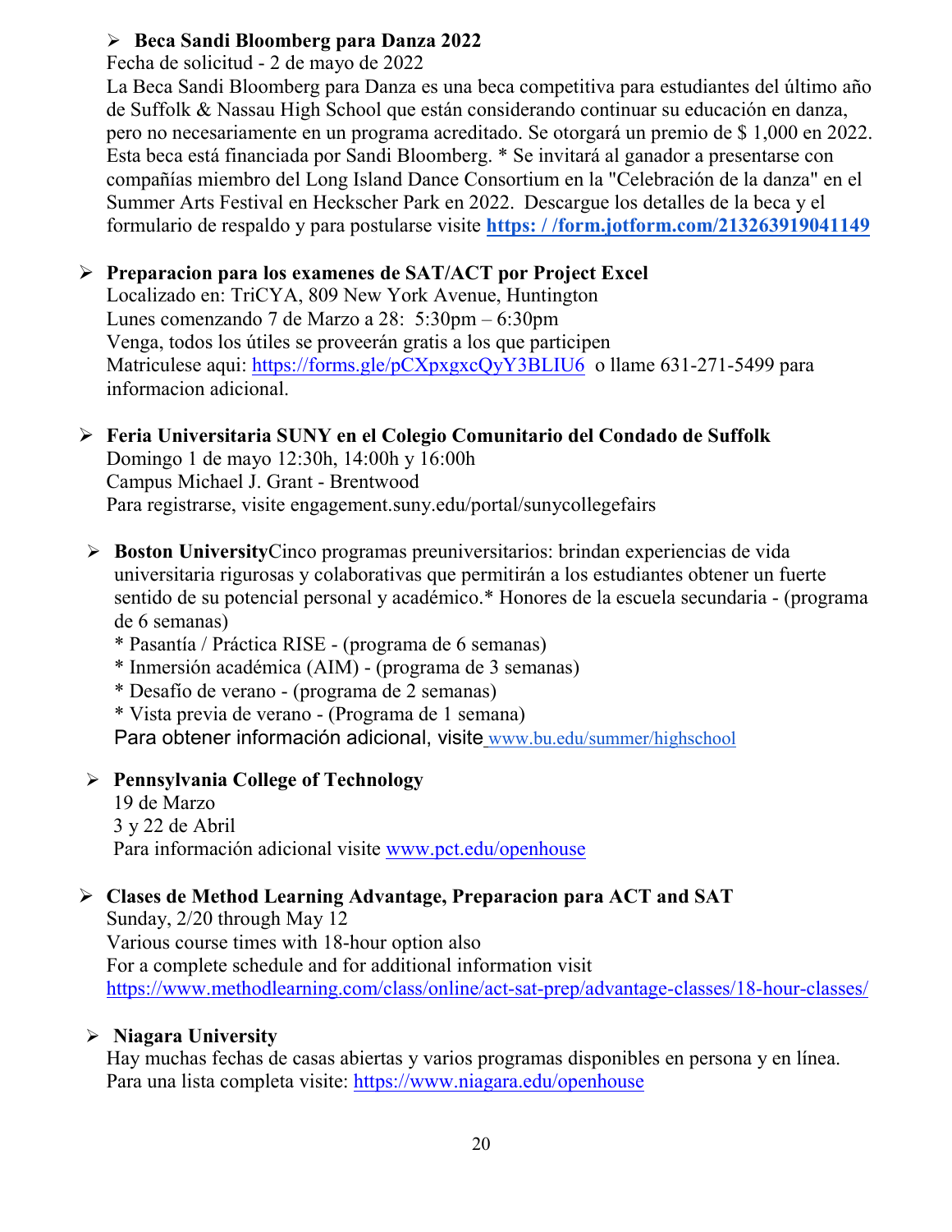- **Beca Sandi Bloomberg para Danza 2022**
  Fecha de solicitud - 2 de mayo de 2022
  La Beca Sandi Bloomberg para Danza es una beca competitiva para estudiantes del último año de Suffolk & Nassau High School que están considerando continuar su educación en danza, pero no necesariamente en un programa acreditado. Se otorgará un premio de $ 1,000 en 2022. Esta beca está financiada por Sandi Bloomberg. * Se invitará al ganador a presentarse con compañías miembro del Long Island Dance Consortium en la "Celebración de la danza" en el Summer Arts Festival en Heckscher Park en 2022. Descargue los detalles de la beca y el formulario de respaldo y para postularse visite **https: / /form.jotform.com/213263919041149**

- **Preparacion para los examenes de SAT/ACT por Project Excel**
  Localizado en: TriCYA, 809 New York Avenue, Huntington
  Lunes comenzando 7 de Marzo a 28: 5:30pm – 6:30pm
  Venga, todos los útiles se proveerán gratis a los que participen
  Matriculese aqui: https://forms.gle/pCXpxgxcQyY3BLIU6 o llame 631-271-5499 para informacion adicional.

- **Feria Universitaria SUNY en el Colegio Comunitario del Condado de Suffolk**
  Domingo 1 de mayo 12:30h, 14:00h y 16:00h
  Campus Michael J. Grant - Brentwood
  Para registrarse, visite engagement.suny.edu/portal/sunycollegefairs

- **Boston University**Cinco programas preuniversitarios: brindan experiencias de vida universitaria rigurosas y colaborativas que permitirán a los estudiantes obtener un fuerte sentido de su potencial personal y académico.* Honores de la escuela secundaria - (programa de 6 semanas)
  * Pasantía / Práctica RISE - (programa de 6 semanas)
  * Inmersión académica (AIM) - (programa de 3 semanas)
  * Desafío de verano - (programa de 2 semanas)
  * Vista previa de verano - (Programa de 1 semana)

  Para obtener información adicional, visite www.bu.edu/summer/highschool

- **Pennsylvania College of Technology**
  19 de Marzo
  3 y 22 de Abril
  Para información adicional visite www.pct.edu/openhouse

- **Clases de Method Learning Advantage, Preparacion para ACT and SAT**
  Sunday, 2/20 through May 12
  Various course times with 18-hour option also
  For a complete schedule and for additional information visit https://www.methodlearning.com/class/online/act-sat-prep/advantage-classes/18-hour-classes/

- **Niagara University**
  Hay muchas fechas de casas abiertas y varios programas disponibles en persona y en línea. Para una lista completa visite: https://www.niagara.edu/openhouse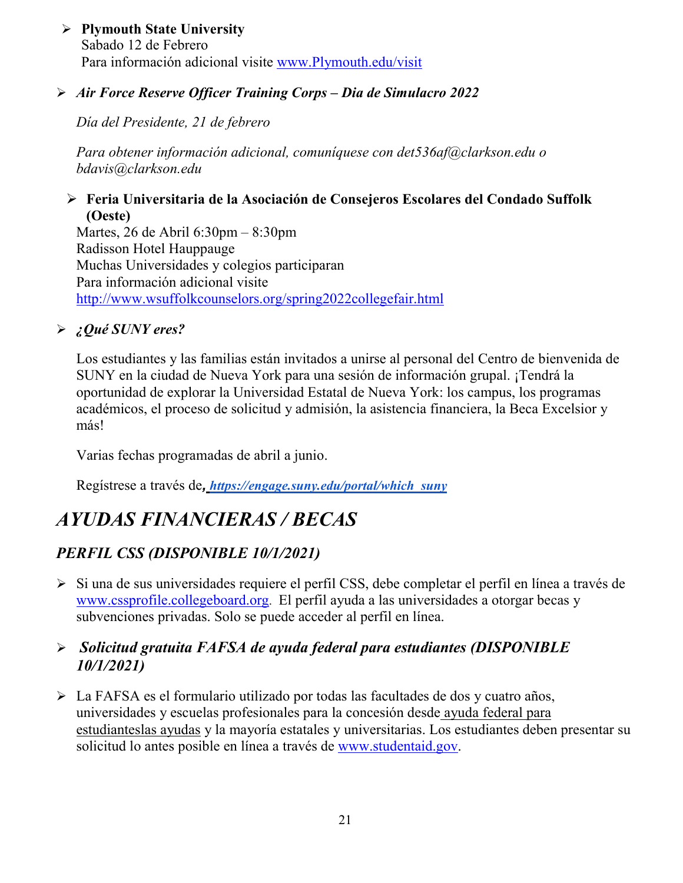- **Plymouth State University**
  Sabado 12 de Febrero
  Para información adicional visite www.Plymouth.edu/visit

- ***Air Force Reserve Officer Training Corps – Dia de Simulacro 2022***

  *Día del Presidente, 21 de febrero*

  *Para obtener información adicional, comuníquese con det536af@clarkson.edu o bdavis@clarkson.edu*

- **Feria Universitaria de la Asociación de Consejeros Escolares del Condado Suffolk (Oeste)**
  Martes, 26 de Abril 6:30pm – 8:30pm
  Radisson Hotel Hauppauge
  Muchas Universidades y colegios participaran
  Para información adicional visite
  http://www.wsuffolkcounselors.org/spring2022collegefair.html

- ***¿Qué SUNY eres?***

  Los estudiantes y las familias están invitados a unirse al personal del Centro de bienvenida de SUNY en la ciudad de Nueva York para una sesión de información grupal. ¡Tendrá la oportunidad de explorar la Universidad Estatal de Nueva York: los campus, los programas académicos, el proceso de solicitud y admisión, la asistencia financiera, la Beca Excelsior y más!

  Varias fechas programadas de abril a junio.

  Regístrese a través de***, https://engage.suny.edu/portal/which_suny***

# *AYUDAS FINANCIERAS / BECAS*

## *PERFIL CSS (DISPONIBLE 10/1/2021)*

- Si una de sus universidades requiere el perfil CSS, debe completar el perfil en línea a través de www.cssprofile.collegeboard.org. El perfil ayuda a las universidades a otorgar becas y subvenciones privadas. Solo se puede acceder al perfil en línea.

- ***Solicitud gratuita FAFSA de ayuda federal para estudiantes (DISPONIBLE 10/1/2021)***

- La FAFSA es el formulario utilizado por todas las facultades de dos y cuatro años, universidades y escuelas profesionales para la concesión desde ayuda federal para estudianteslas ayudas y la mayoría estatales y universitarias. Los estudiantes deben presentar su solicitud lo antes posible en línea a través de www.studentaid.gov.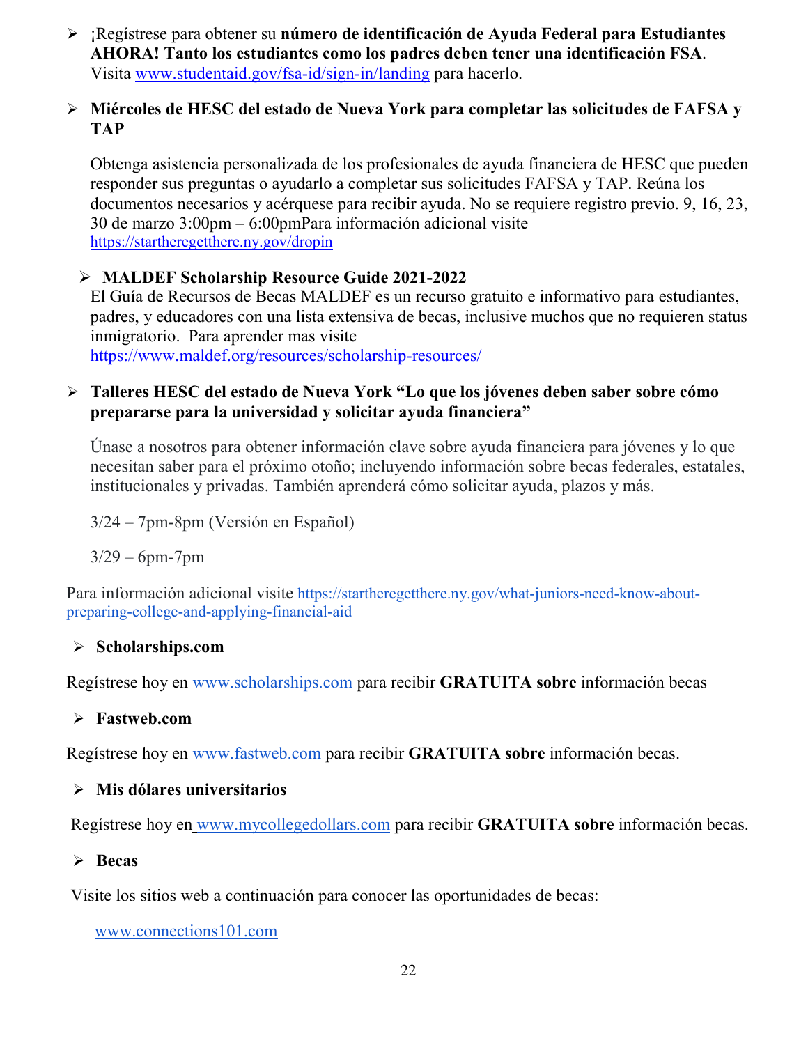- ¡Regístrese para obtener su **número de identificación de Ayuda Federal para Estudiantes AHORA! Tanto los estudiantes como los padres deben tener una identificación FSA**. Visita [www.studentaid.gov/fsa-id/sign-in/landing](www.studentaid.gov/fsa-id/sign-in/landing) para hacerlo.

- **Miércoles de HESC del estado de Nueva York para completar las solicitudes de FAFSA y TAP**

  Obtenga asistencia personalizada de los profesionales de ayuda financiera de HESC que pueden responder sus preguntas o ayudarlo a completar sus solicitudes FAFSA y TAP. Reúna los documentos necesarios y acérquese para recibir ayuda. No se requiere registro previo. 9, 16, 23, 30 de marzo 3:00pm – 6:00pmPara información adicional visite [https://startheregetthere.ny.gov/dropin](https://startheregetthere.ny.gov/dropin)

- **MALDEF Scholarship Resource Guide 2021-2022**

  El Guía de Recursos de Becas MALDEF es un recurso gratuito e informativo para estudiantes, padres, y educadores con una lista extensiva de becas, inclusive muchos que no requieren status inmigratorio. Para aprender mas visite [https://www.maldef.org/resources/scholarship-resources/](https://www.maldef.org/resources/scholarship-resources/)

- **Talleres HESC del estado de Nueva York "Lo que los jóvenes deben saber sobre cómo prepararse para la universidad y solicitar ayuda financiera"**

  Únase a nosotros para obtener información clave sobre ayuda financiera para jóvenes y lo que necesitan saber para el próximo otoño; incluyendo información sobre becas federales, estatales, institucionales y privadas. También aprenderá cómo solicitar ayuda, plazos y más.

  3/24 – 7pm-8pm (Versión en Español)

  3/29 – 6pm-7pm

Para información adicional visite [https://startheregetthere.ny.gov/what-juniors-need-know-about-preparing-college-and-applying-financial-aid](https://startheregetthere.ny.gov/what-juniors-need-know-about-preparing-college-and-applying-financial-aid)

- **Scholarships.com**

Regístrese hoy en [www.scholarships.com](www.scholarships.com) para recibir **GRATUITA sobre** información becas

- **Fastweb.com**

Regístrese hoy en [www.fastweb.com](www.fastweb.com) para recibir **GRATUITA sobre** información becas.

- **Mis dólares universitarios**

Regístrese hoy en [www.mycollegedollars.com](www.mycollegedollars.com) para recibir **GRATUITA sobre** información becas.

- **Becas**

Visite los sitios web a continuación para conocer las oportunidades de becas:

[www.connections101.com](www.connections101.com)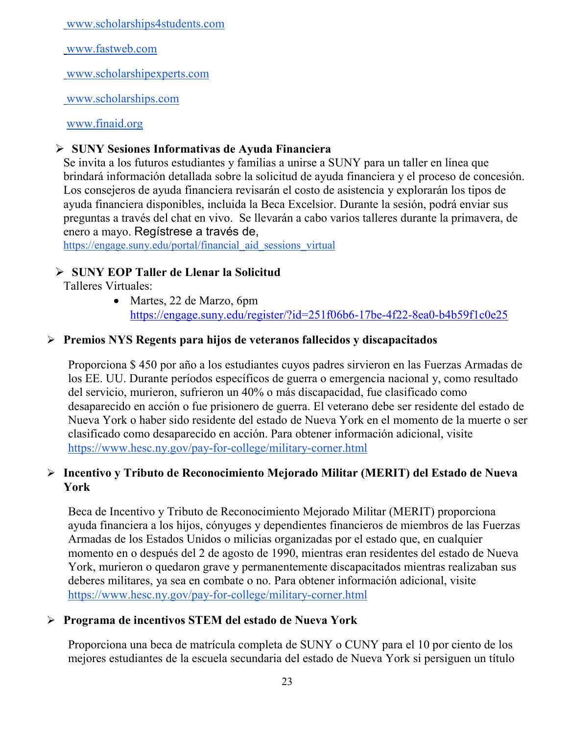[www.scholarships4students.com](http://www.scholarships4students.com)

[www.fastweb.com](http://www.fastweb.com)

[www.scholarshipexperts.com](http://www.scholarshipexperts.com)

[www.scholarships.com](http://www.scholarships.com)

[www.finaid.org](http://www.finaid.org)

- **SUNY Sesiones Informativas de Ayuda Financiera**

  Se invita a los futuros estudiantes y familias a unirse a SUNY para un taller en línea que brindará información detallada sobre la solicitud de ayuda financiera y el proceso de concesión. Los consejeros de ayuda financiera revisarán el costo de asistencia y explorarán los tipos de ayuda financiera disponibles, incluida la Beca Excelsior. Durante la sesión, podrá enviar sus preguntas a través del chat en vivo. Se llevarán a cabo varios talleres durante la primavera, de enero a mayo. Regístrese a través de, https://engage.suny.edu/portal/financial_aid_sessions_virtual

- **SUNY EOP Taller de Llenar la Solicitud**

  Talleres Virtuales:

  - Martes, 22 de Marzo, 6pm https://engage.suny.edu/register/?id=251f06b6-17be-4f22-8ea0-b4b59f1c0e25

- **Premios NYS Regents para hijos de veteranos fallecidos y discapacitados**

  Proporciona $ 450 por año a los estudiantes cuyos padres sirvieron en las Fuerzas Armadas de los EE. UU. Durante períodos específicos de guerra o emergencia nacional y, como resultado del servicio, murieron, sufrieron un 40% o más discapacidad, fue clasificado como desaparecido en acción o fue prisionero de guerra. El veterano debe ser residente del estado de Nueva York o haber sido residente del estado de Nueva York en el momento de la muerte o ser clasificado como desaparecido en acción. Para obtener información adicional, visite https://www.hesc.ny.gov/pay-for-college/military-corner.html

- **Incentivo y Tributo de Reconocimiento Mejorado Militar (MERIT) del Estado de Nueva York**

  Beca de Incentivo y Tributo de Reconocimiento Mejorado Militar (MERIT) proporciona ayuda financiera a los hijos, cónyuges y dependientes financieros de miembros de las Fuerzas Armadas de los Estados Unidos o milicias organizadas por el estado que, en cualquier momento en o después del 2 de agosto de 1990, mientras eran residentes del estado de Nueva York, murieron o quedaron grave y permanentemente discapacitados mientras realizaban sus deberes militares, ya sea en combate o no. Para obtener información adicional, visite https://www.hesc.ny.gov/pay-for-college/military-corner.html

- **Programa de incentivos STEM del estado de Nueva York**

  Proporciona una beca de matrícula completa de SUNY o CUNY para el 10 por ciento de los mejores estudiantes de la escuela secundaria del estado de Nueva York si persiguen un título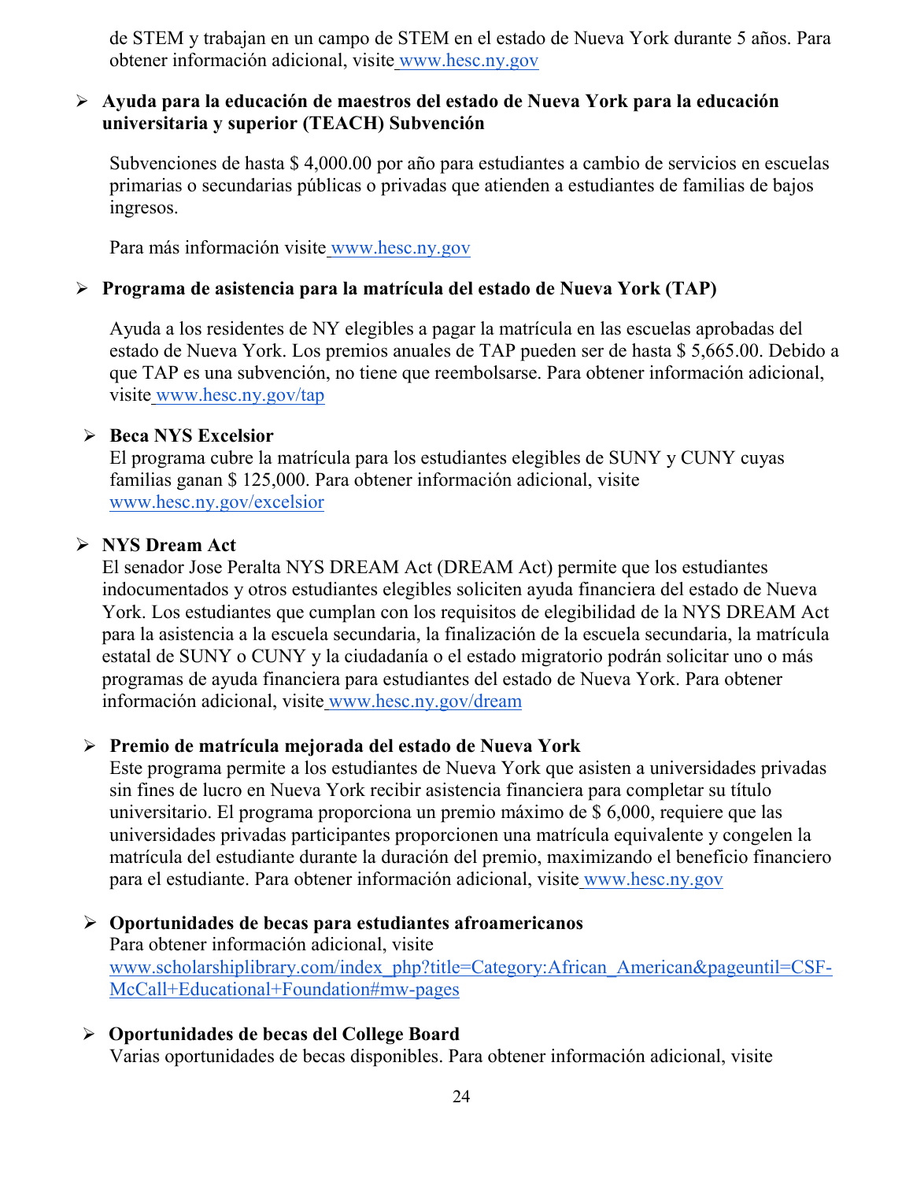de STEM y trabajan en un campo de STEM en el estado de Nueva York durante 5 años. Para obtener información adicional, visite www.hesc.ny.gov

- **Ayuda para la educación de maestros del estado de Nueva York para la educación universitaria y superior (TEACH) Subvención**

  Subvenciones de hasta $ 4,000.00 por año para estudiantes a cambio de servicios en escuelas primarias o secundarias públicas o privadas que atienden a estudiantes de familias de bajos ingresos.

  Para más información visite www.hesc.ny.gov

- **Programa de asistencia para la matrícula del estado de Nueva York (TAP)**

  Ayuda a los residentes de NY elegibles a pagar la matrícula en las escuelas aprobadas del estado de Nueva York. Los premios anuales de TAP pueden ser de hasta $ 5,665.00. Debido a que TAP es una subvención, no tiene que reembolsarse. Para obtener información adicional, visite www.hesc.ny.gov/tap

- **Beca NYS Excelsior**
  El programa cubre la matrícula para los estudiantes elegibles de SUNY y CUNY cuyas familias ganan $ 125,000. Para obtener información adicional, visite www.hesc.ny.gov/excelsior

- **NYS Dream Act**
  El senador Jose Peralta NYS DREAM Act (DREAM Act) permite que los estudiantes indocumentados y otros estudiantes elegibles soliciten ayuda financiera del estado de Nueva York. Los estudiantes que cumplan con los requisitos de elegibilidad de la NYS DREAM Act para la asistencia a la escuela secundaria, la finalización de la escuela secundaria, la matrícula estatal de SUNY o CUNY y la ciudadanía o el estado migratorio podrán solicitar uno o más programas de ayuda financiera para estudiantes del estado de Nueva York. Para obtener información adicional, visite www.hesc.ny.gov/dream

- **Premio de matrícula mejorada del estado de Nueva York**
  Este programa permite a los estudiantes de Nueva York que asisten a universidades privadas sin fines de lucro en Nueva York recibir asistencia financiera para completar su título universitario. El programa proporciona un premio máximo de $ 6,000, requiere que las universidades privadas participantes proporcionen una matrícula equivalente y congelen la matrícula del estudiante durante la duración del premio, maximizando el beneficio financiero para el estudiante. Para obtener información adicional, visite www.hesc.ny.gov

- **Oportunidades de becas para estudiantes afroamericanos**
  Para obtener información adicional, visite www.scholarshiplibrary.com/index_php?title=Category:African_American&pageuntil=CSF-McCall+Educational+Foundation#mw-pages

- **Oportunidades de becas del College Board**
  Varias oportunidades de becas disponibles. Para obtener información adicional, visite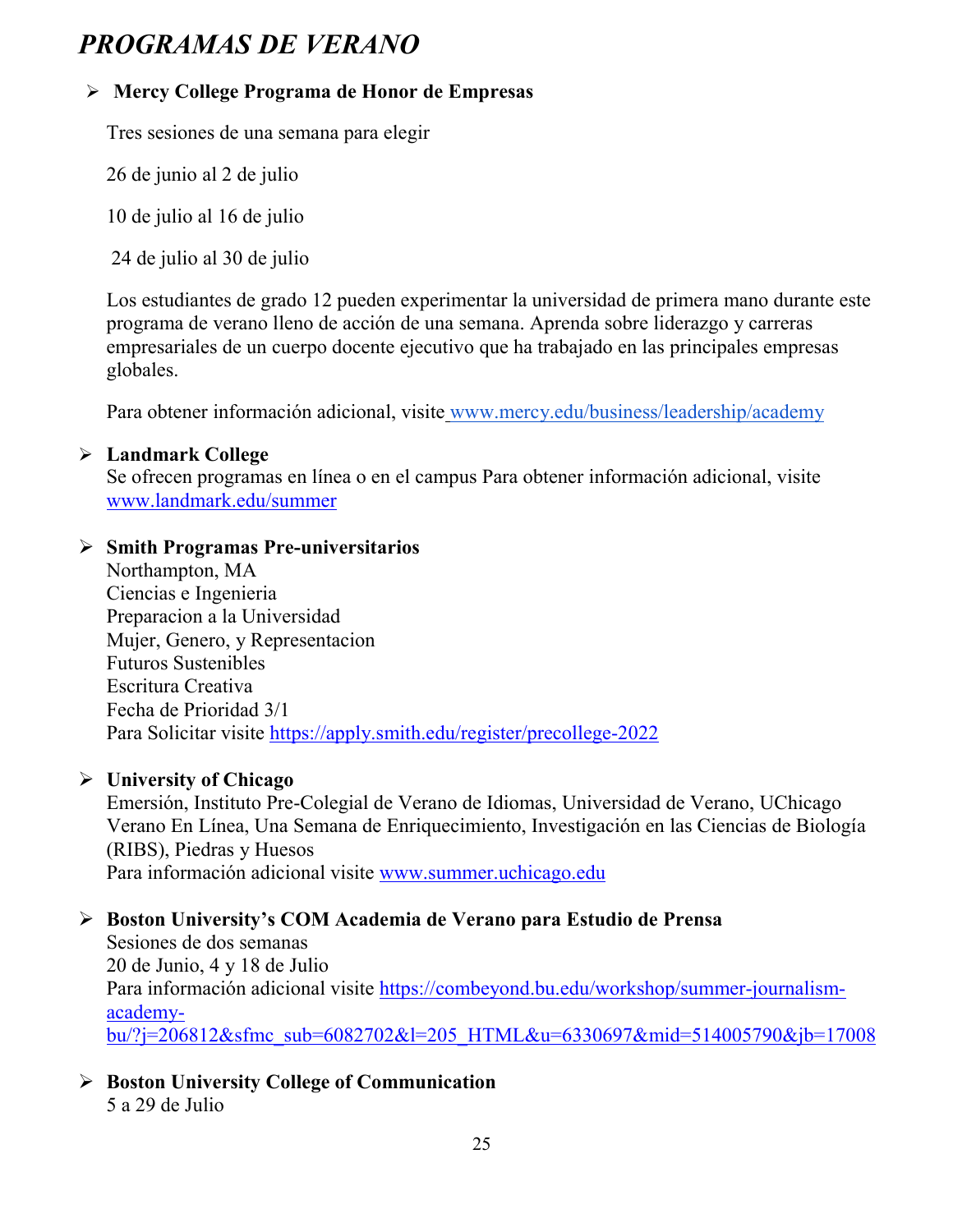# *PROGRAMAS DE VERANO*

- **Mercy College Programa de Honor de Empresas**

  Tres sesiones de una semana para elegir

  26 de junio al 2 de julio

  10 de julio al 16 de julio

  24 de julio al 30 de julio

  Los estudiantes de grado 12 pueden experimentar la universidad de primera mano durante este programa de verano lleno de acción de una semana. Aprenda sobre liderazgo y carreras empresariales de un cuerpo docente ejecutivo que ha trabajado en las principales empresas globales.

  Para obtener información adicional, visite www.mercy.edu/business/leadership/academy

- **Landmark College**
  Se ofrecen programas en línea o en el campus Para obtener información adicional, visite www.landmark.edu/summer

- **Smith Programas Pre-universitarios**
  Northampton, MA
  Ciencias e Ingenieria
  Preparacion a la Universidad
  Mujer, Genero, y Representacion
  Futuros Sustenibles
  Escritura Creativa
  Fecha de Prioridad 3/1
  Para Solicitar visite https://apply.smith.edu/register/precollege-2022

- **University of Chicago**
  Emersión, Instituto Pre-Colegial de Verano de Idiomas, Universidad de Verano, UChicago Verano En Línea, Una Semana de Enriquecimiento, Investigación en las Ciencias de Biología (RIBS), Piedras y Huesos
  Para información adicional visite www.summer.uchicago.edu

- **Boston University's COM Academia de Verano para Estudio de Prensa**
  Sesiones de dos semanas
  20 de Junio, 4 y 18 de Julio
  Para información adicional visite https://combeyond.bu.edu/workshop/summer-journalism-academy-bu/?j=206812&sfmc_sub=6082702&l=205_HTML&u=6330697&mid=514005790&jb=17008

- **Boston University College of Communication**
  5 a 29 de Julio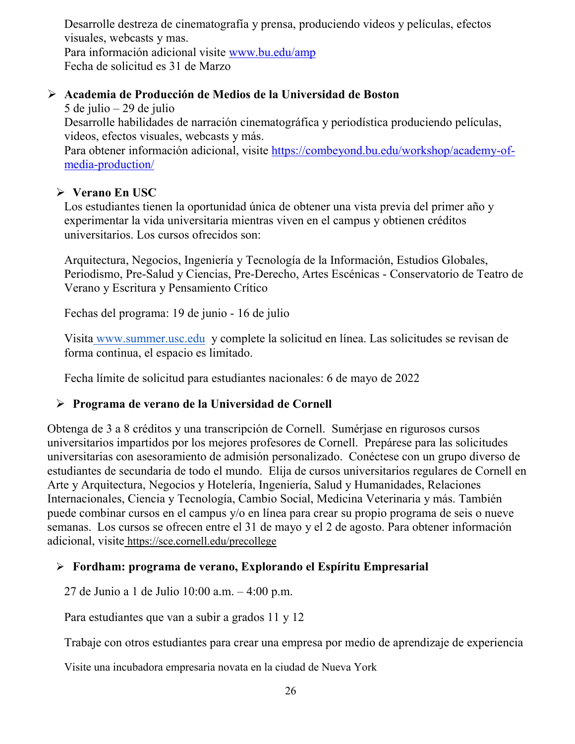Desarrolle destreza de cinematografía y prensa, produciendo videos y películas, efectos visuales, webcasts y mas.
Para información adicional visite [www.bu.edu/amp](www.bu.edu/amp)
Fecha de solicitud es 31 de Marzo

- **Academia de Producción de Medios de la Universidad de Boston**
  5 de julio – 29 de julio
  Desarrolle habilidades de narración cinematográfica y periodística produciendo películas, videos, efectos visuales, webcasts y más.
  Para obtener información adicional, visite [https://combeyond.bu.edu/workshop/academy-of-media-production/](https://combeyond.bu.edu/workshop/academy-of-media-production/)

- **Verano En USC**
  Los estudiantes tienen la oportunidad única de obtener una vista previa del primer año y experimentar la vida universitaria mientras viven en el campus y obtienen créditos universitarios. Los cursos ofrecidos son:

  Arquitectura, Negocios, Ingeniería y Tecnología de la Información, Estudios Globales, Periodismo, Pre-Salud y Ciencias, Pre-Derecho, Artes Escénicas - Conservatorio de Teatro de Verano y Escritura y Pensamiento Crítico

  Fechas del programa: 19 de junio - 16 de julio

  Visita [www.summer.usc.edu](www.summer.usc.edu) y complete la solicitud en línea. Las solicitudes se revisan de forma continua, el espacio es limitado.

  Fecha límite de solicitud para estudiantes nacionales: 6 de mayo de 2022

- **Programa de verano de la Universidad de Cornell**

Obtenga de 3 a 8 créditos y una transcripción de Cornell. Sumérjase en rigurosos cursos universitarios impartidos por los mejores profesores de Cornell. Prepárese para las solicitudes universitarias con asesoramiento de admisión personalizado. Conéctese con un grupo diverso de estudiantes de secundaria de todo el mundo. Elija de cursos universitarios regulares de Cornell en Arte y Arquitectura, Negocios y Hotelería, Ingeniería, Salud y Humanidades, Relaciones Internacionales, Ciencia y Tecnología, Cambio Social, Medicina Veterinaria y más. También puede combinar cursos en el campus y/o en línea para crear su propio programa de seis o nueve semanas. Los cursos se ofrecen entre el 31 de mayo y el 2 de agosto. Para obtener información adicional, visite [https://sce.cornell.edu/precollege](https://sce.cornell.edu/precollege)

- **Fordham: programa de verano, Explorando el Espíritu Empresarial**

  27 de Junio a 1 de Julio 10:00 a.m. – 4:00 p.m.

  Para estudiantes que van a subir a grados 11 y 12

  Trabaje con otros estudiantes para crear una empresa por medio de aprendizaje de experiencia

  Visite una incubadora empresaria novata en la ciudad de Nueva York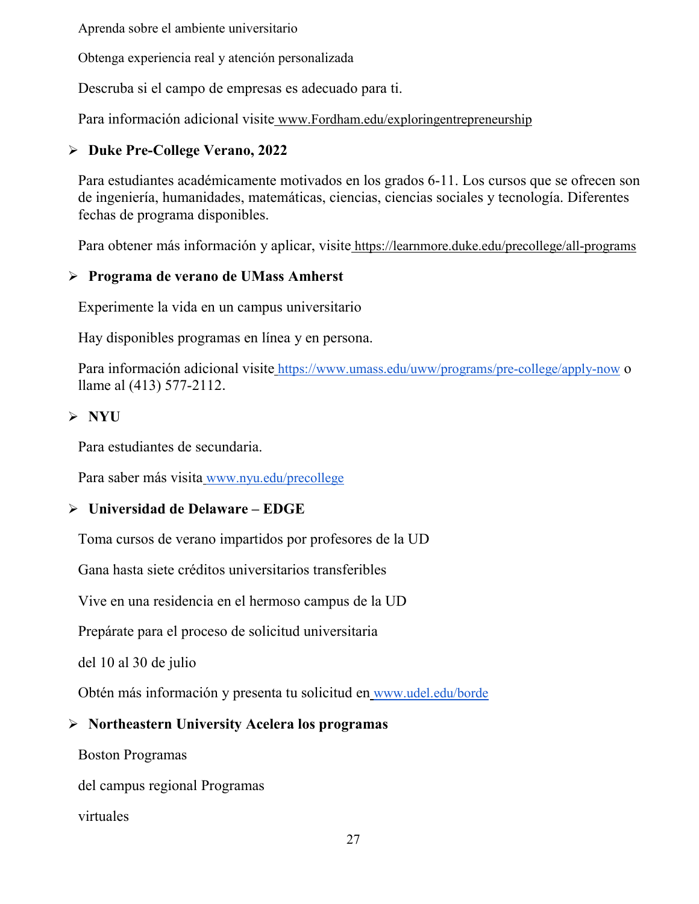Aprenda sobre el ambiente universitario

Obtenga experiencia real y atención personalizada

Descruba si el campo de empresas es adecuado para ti.

Para información adicional visite www.Fordham.edu/exploringentrepreneurship

- **Duke Pre-College Verano, 2022**

Para estudiantes académicamente motivados en los grados 6-11. Los cursos que se ofrecen son de ingeniería, humanidades, matemáticas, ciencias, ciencias sociales y tecnología. Diferentes fechas de programa disponibles.

Para obtener más información y aplicar, visite https://learnmore.duke.edu/precollege/all-programs

- **Programa de verano de UMass Amherst**

Experimente la vida en un campus universitario

Hay disponibles programas en línea y en persona.

Para información adicional visite https://www.umass.edu/uww/programs/pre-college/apply-now o llame al (413) 577-2112.

- **NYU**

Para estudiantes de secundaria.

Para saber más visita www.nyu.edu/precollege

- **Universidad de Delaware – EDGE**

Toma cursos de verano impartidos por profesores de la UD

Gana hasta siete créditos universitarios transferibles

Vive en una residencia en el hermoso campus de la UD

Prepárate para el proceso de solicitud universitaria

del 10 al 30 de julio

Obtén más información y presenta tu solicitud en www.udel.edu/borde

- **Northeastern University Acelera los programas**

Boston Programas

del campus regional Programas

virtuales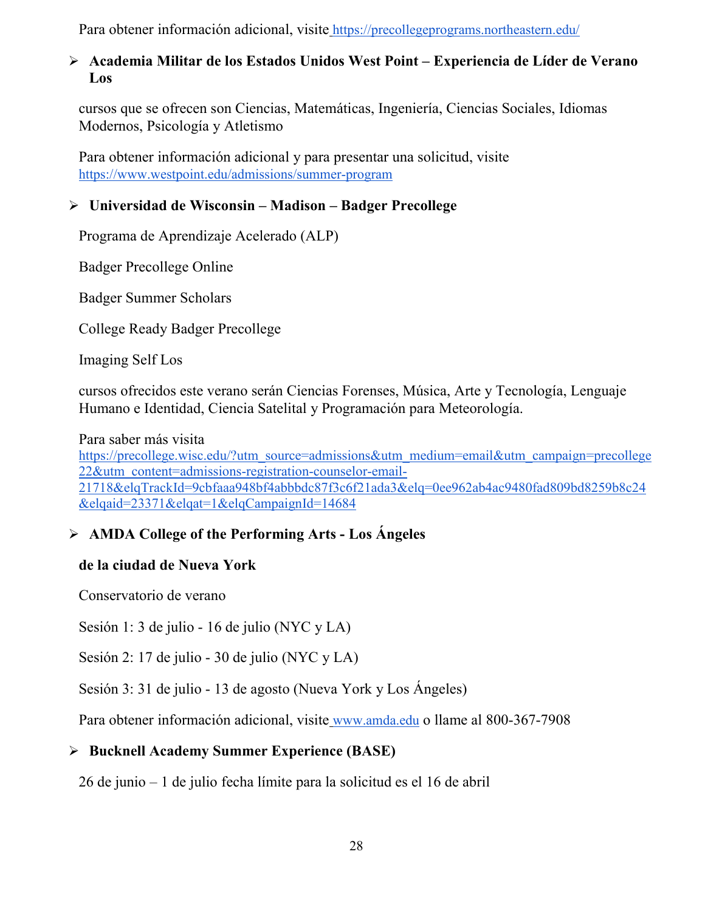Para obtener información adicional, visite https://precollegeprograms.northeastern.edu/

- **Academia Militar de los Estados Unidos West Point – Experiencia de Líder de Verano Los**

  cursos que se ofrecen son Ciencias, Matemáticas, Ingeniería, Ciencias Sociales, Idiomas Modernos, Psicología y Atletismo

  Para obtener información adicional y para presentar una solicitud, visite https://www.westpoint.edu/admissions/summer-program

- **Universidad de Wisconsin – Madison – Badger Precollege**

  Programa de Aprendizaje Acelerado (ALP)

  Badger Precollege Online

  Badger Summer Scholars

  College Ready Badger Precollege

  Imaging Self Los

  cursos ofrecidos este verano serán Ciencias Forenses, Música, Arte y Tecnología, Lenguaje Humano e Identidad, Ciencia Satelital y Programación para Meteorología.

  Para saber más visita https://precollege.wisc.edu/?utm_source=admissions&utm_medium=email&utm_campaign=precollege22&utm_content=admissions-registration-counselor-email-21718&elqTrackId=9cbfaaa948bf4abbbdc87f3c6f21ada3&elq=0ee962ab4ac9480fad809bd8259b8c24&elqaid=23371&elqat=1&elqCampaignId=14684

- **AMDA College of the Performing Arts - Los Ángeles**

  **de la ciudad de Nueva York**

  Conservatorio de verano

  Sesión 1: 3 de julio - 16 de julio (NYC y LA)

  Sesión 2: 17 de julio - 30 de julio (NYC y LA)

  Sesión 3: 31 de julio - 13 de agosto (Nueva York y Los Ángeles)

  Para obtener información adicional, visite www.amda.edu o llame al 800-367-7908

- **Bucknell Academy Summer Experience (BASE)**

  26 de junio – 1 de julio fecha límite para la solicitud es el 16 de abril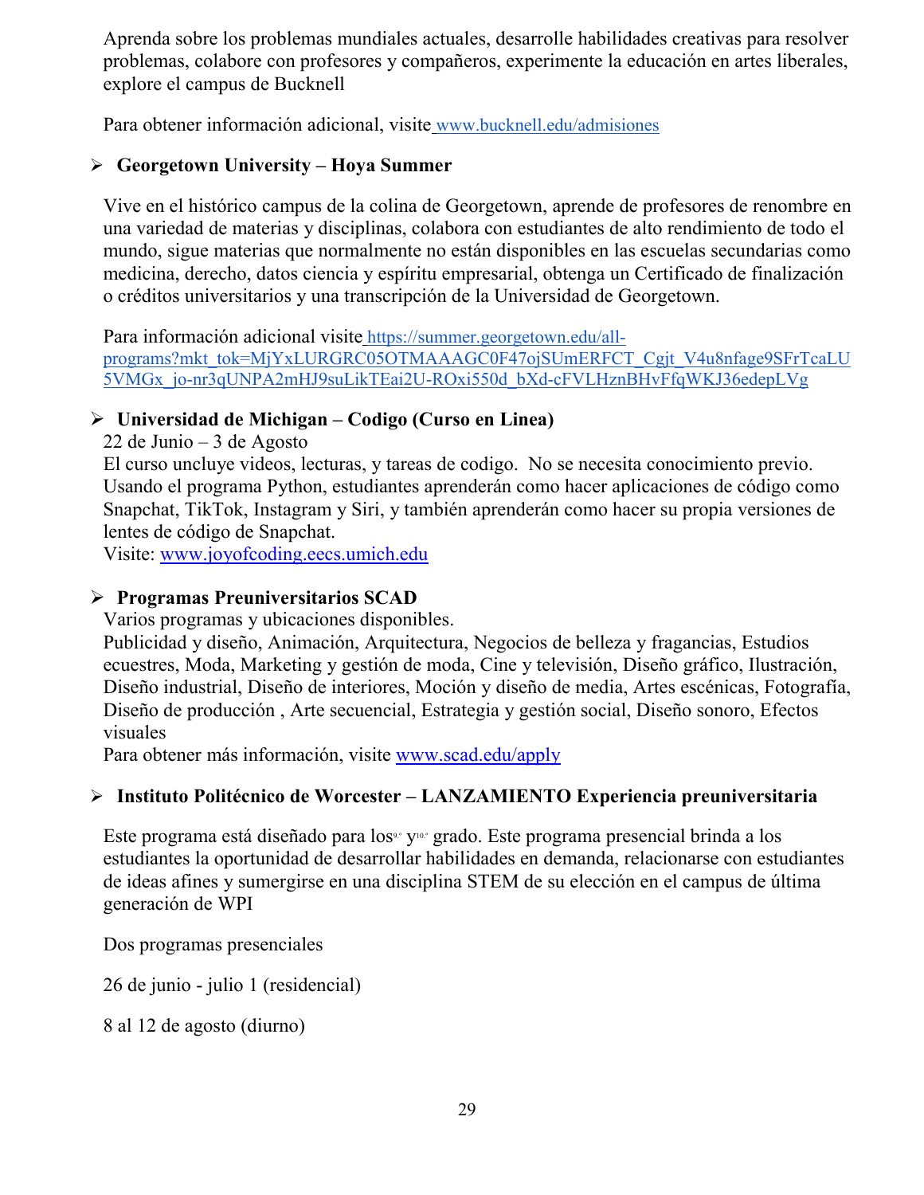Aprenda sobre los problemas mundiales actuales, desarrolle habilidades creativas para resolver problemas, colabore con profesores y compañeros, experimente la educación en artes liberales, explore el campus de Bucknell

Para obtener información adicional, visite [www.bucknell.edu/admisiones](www.bucknell.edu/admisiones)

- **Georgetown University – Hoya Summer**

  Vive en el histórico campus de la colina de Georgetown, aprende de profesores de renombre en una variedad de materias y disciplinas, colabora con estudiantes de alto rendimiento de todo el mundo, sigue materias que normalmente no están disponibles en las escuelas secundarias como medicina, derecho, datos ciencia y espíritu empresarial, obtenga un Certificado de finalización o créditos universitarios y una transcripción de la Universidad de Georgetown.

  Para información adicional visite [https://summer.georgetown.edu/all-programs?mkt_tok=MjYxLURGRC05OTMAAAGC0F47ojSUmERFCT_Cgjt_V4u8nfage9SFrTcaLU5VMGx_jo-nr3qUNPA2mHJ9suLikTEai2U-ROxi550d_bXd-cFVLHznBHvFfqWKJ36edepLVg](https://summer.georgetown.edu/all-programs?mkt_tok=MjYxLURGRC05OTMAAAGC0F47ojSUmERFCT_Cgjt_V4u8nfage9SFrTcaLU5VMGx_jo-nr3qUNPA2mHJ9suLikTEai2U-ROxi550d_bXd-cFVLHznBHvFfqWKJ36edepLVg)

- **Universidad de Michigan – Codigo (Curso en Linea)**

  22 de Junio – 3 de Agosto
  El curso uncluye videos, lecturas, y tareas de codigo. No se necesita conocimiento previo. Usando el programa Python, estudiantes aprenderán como hacer aplicaciones de código como Snapchat, TikTok, Instagram y Siri, y también aprenderán como hacer su propia versiones de lentes de código de Snapchat.
  Visite: [www.joyofcoding.eecs.umich.edu](www.joyofcoding.eecs.umich.edu)

- **Programas Preuniversitarios SCAD**

  Varios programas y ubicaciones disponibles.
  Publicidad y diseño, Animación, Arquitectura, Negocios de belleza y fragancias, Estudios ecuestres, Moda, Marketing y gestión de moda, Cine y televisión, Diseño gráfico, Ilustración, Diseño industrial, Diseño de interiores, Moción y diseño de media, Artes escénicas, Fotografía, Diseño de producción , Arte secuencial, Estrategia y gestión social, Diseño sonoro, Efectos visuales
  Para obtener más información, visite [www.scad.edu/apply](www.scad.edu/apply)

- **Instituto Politécnico de Worcester – LANZAMIENTO Experiencia preuniversitaria**

  Este programa está diseñado para los 9.º y 10.º grado. Este programa presencial brinda a los estudiantes la oportunidad de desarrollar habilidades en demanda, relacionarse con estudiantes de ideas afines y sumergirse en una disciplina STEM de su elección en el campus de última generación de WPI

  Dos programas presenciales

  26 de junio - julio 1 (residencial)

  8 al 12 de agosto (diurno)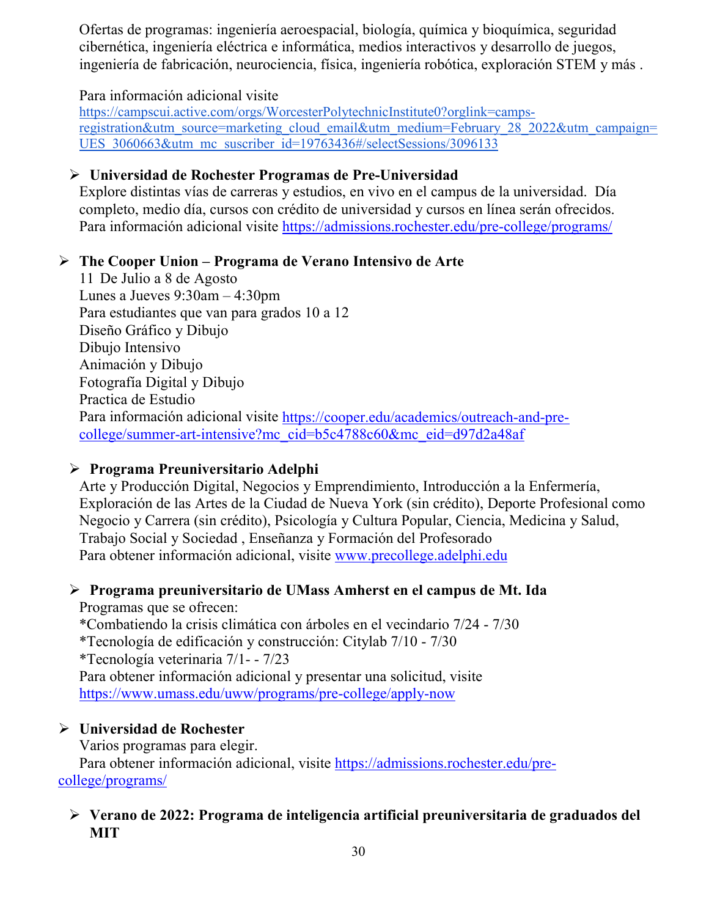Ofertas de programas: ingeniería aeroespacial, biología, química y bioquímica, seguridad cibernética, ingeniería eléctrica e informática, medios interactivos y desarrollo de juegos, ingeniería de fabricación, neurociencia, física, ingeniería robótica, exploración STEM y más .

Para información adicional visite
https://campscui.active.com/orgs/WorcesterPolytechnicInstitute0?orglink=camps-registration&utm_source=marketing_cloud_email&utm_medium=February_28_2022&utm_campaign=UES_3060663&utm_mc_suscriber_id=19763436#/selectSessions/3096133

- **Universidad de Rochester Programas de Pre-Universidad**
  Explore distintas vías de carreras y estudios, en vivo en el campus de la universidad. Día completo, medio día, cursos con crédito de universidad y cursos en línea serán ofrecidos. Para información adicional visite https://admissions.rochester.edu/pre-college/programs/

- **The Cooper Union – Programa de Verano Intensivo de Arte**
  11 De Julio a 8 de Agosto
  Lunes a Jueves 9:30am – 4:30pm
  Para estudiantes que van para grados 10 a 12
  Diseño Gráfico y Dibujo
  Dibujo Intensivo
  Animación y Dibujo
  Fotografía Digital y Dibujo
  Practica de Estudio
  Para información adicional visite https://cooper.edu/academics/outreach-and-pre-college/summer-art-intensive?mc_cid=b5c4788c60&mc_eid=d97d2a48af

- **Programa Preuniversitario Adelphi**
  Arte y Producción Digital, Negocios y Emprendimiento, Introducción a la Enfermería, Exploración de las Artes de la Ciudad de Nueva York (sin crédito), Deporte Profesional como Negocio y Carrera (sin crédito), Psicología y Cultura Popular, Ciencia, Medicina y Salud, Trabajo Social y Sociedad , Enseñanza y Formación del Profesorado
  Para obtener información adicional, visite www.precollege.adelphi.edu

- **Programa preuniversitario de UMass Amherst en el campus de Mt. Ida**
  Programas que se ofrecen:
  *Combatiendo la crisis climática con árboles en el vecindario 7/24 - 7/30
  *Tecnología de edificación y construcción: Citylab 7/10 - 7/30
  *Tecnología veterinaria 7/1- - 7/23
  Para obtener información adicional y presentar una solicitud, visite https://www.umass.edu/uww/programs/pre-college/apply-now

- **Universidad de Rochester**
  Varios programas para elegir.
  Para obtener información adicional, visite https://admissions.rochester.edu/pre-college/programs/

- **Verano de 2022: Programa de inteligencia artificial preuniversitaria de graduados del MIT**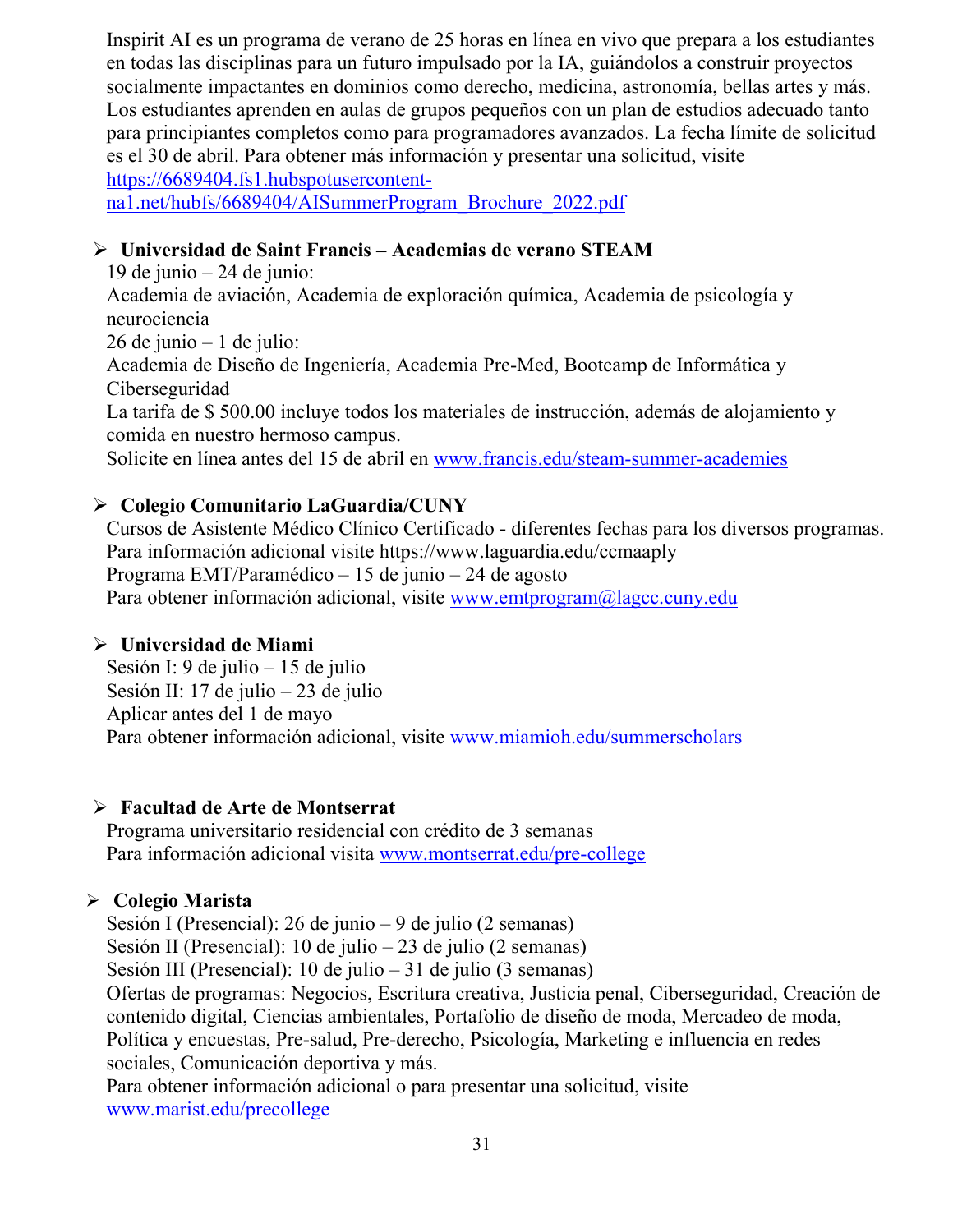Inspirit AI es un programa de verano de 25 horas en línea en vivo que prepara a los estudiantes en todas las disciplinas para un futuro impulsado por la IA, guiándolos a construir proyectos socialmente impactantes en dominios como derecho, medicina, astronomía, bellas artes y más. Los estudiantes aprenden en aulas de grupos pequeños con un plan de estudios adecuado tanto para principiantes completos como para programadores avanzados. La fecha límite de solicitud es el 30 de abril. Para obtener más información y presentar una solicitud, visite [https://6689404.fs1.hubspotusercontent-na1.net/hubfs/6689404/AISummerProgram_Brochure_2022.pdf](https://6689404.fs1.hubspotusercontent-na1.net/hubfs/6689404/AISummerProgram_Brochure_2022.pdf)

- **Universidad de Saint Francis – Academias de verano STEAM**
  19 de junio – 24 de junio:
  Academia de aviación, Academia de exploración química, Academia de psicología y neurociencia
  26 de junio – 1 de julio:
  Academia de Diseño de Ingeniería, Academia Pre-Med, Bootcamp de Informática y Ciberseguridad
  La tarifa de $ 500.00 incluye todos los materiales de instrucción, además de alojamiento y comida en nuestro hermoso campus.
  Solicite en línea antes del 15 de abril en [www.francis.edu/steam-summer-academies](http://www.francis.edu/steam-summer-academies)

- **Colegio Comunitario LaGuardia/CUNY**
  Cursos de Asistente Médico Clínico Certificado - diferentes fechas para los diversos programas.
  Para información adicional visite https://www.laguardia.edu/ccmaaply
  Programa EMT/Paramédico – 15 de junio – 24 de agosto
  Para obtener información adicional, visite [www.emtprogram@lagcc.cuny.edu](www.emtprogram@lagcc.cuny.edu)

- **Universidad de Miami**
  Sesión I: 9 de julio – 15 de julio
  Sesión II: 17 de julio – 23 de julio
  Aplicar antes del 1 de mayo
  Para obtener información adicional, visite [www.miamioh.edu/summerscholars](http://www.miamioh.edu/summerscholars)

- **Facultad de Arte de Montserrat**
  Programa universitario residencial con crédito de 3 semanas
  Para información adicional visita [www.montserrat.edu/pre-college](http://www.montserrat.edu/pre-college)

- **Colegio Marista**
  Sesión I (Presencial): 26 de junio – 9 de julio (2 semanas)
  Sesión II (Presencial): 10 de julio – 23 de julio (2 semanas)
  Sesión III (Presencial): 10 de julio – 31 de julio (3 semanas)
  Ofertas de programas: Negocios, Escritura creativa, Justicia penal, Ciberseguridad, Creación de contenido digital, Ciencias ambientales, Portafolio de diseño de moda, Mercadeo de moda, Política y encuestas, Pre-salud, Pre-derecho, Psicología, Marketing e influencia en redes sociales, Comunicación deportiva y más.
  Para obtener información adicional o para presentar una solicitud, visite [www.marist.edu/precollege](http://www.marist.edu/precollege)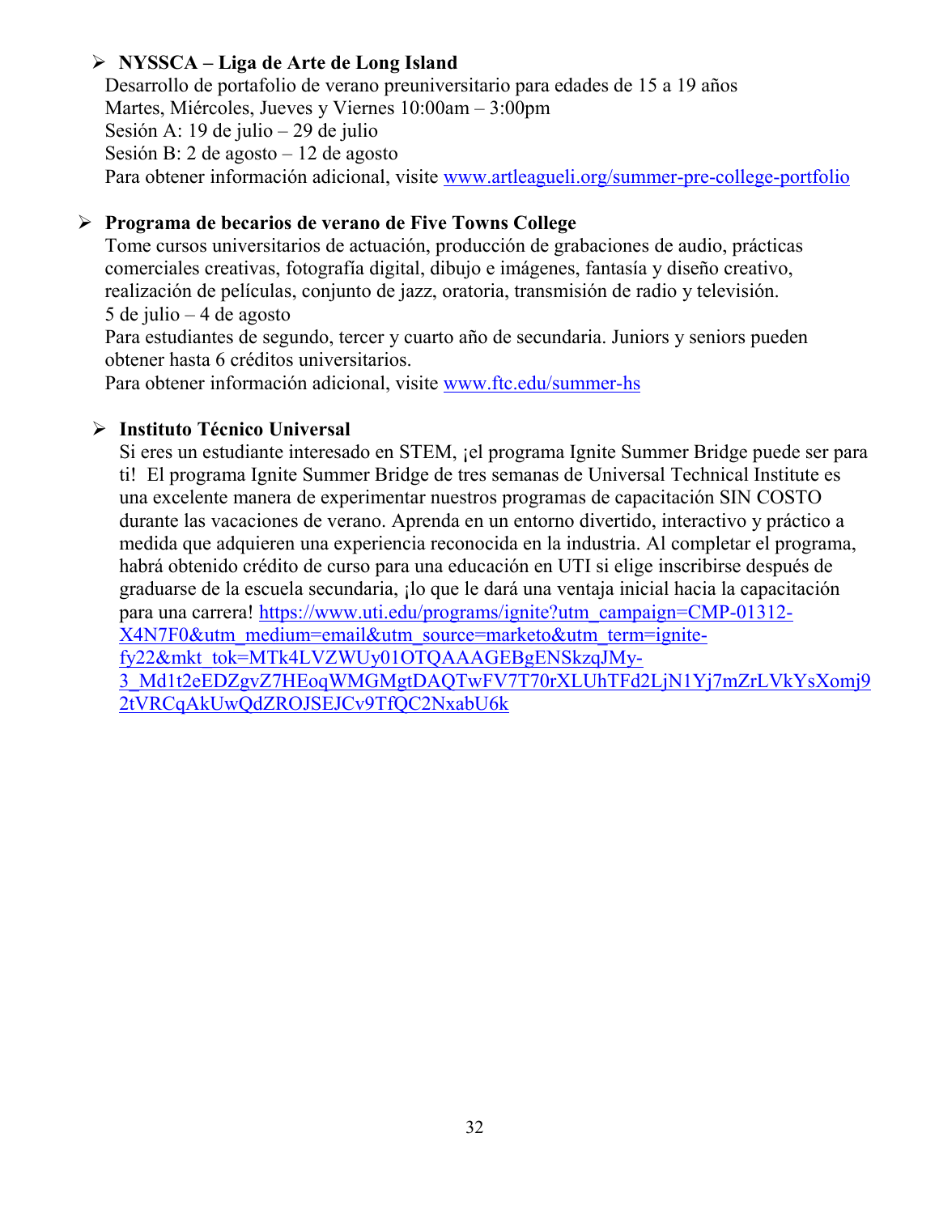- **NYSSCA – Liga de Arte de Long Island**
  Desarrollo de portafolio de verano preuniversitario para edades de 15 a 19 años
  Martes, Miércoles, Jueves y Viernes 10:00am – 3:00pm
  Sesión A: 19 de julio – 29 de julio
  Sesión B: 2 de agosto – 12 de agosto
  Para obtener información adicional, visite www.artleagueli.org/summer-pre-college-portfolio

- **Programa de becarios de verano de Five Towns College**
  Tome cursos universitarios de actuación, producción de grabaciones de audio, prácticas comerciales creativas, fotografía digital, dibujo e imágenes, fantasía y diseño creativo, realización de películas, conjunto de jazz, oratoria, transmisión de radio y televisión.
  5 de julio – 4 de agosto
  Para estudiantes de segundo, tercer y cuarto año de secundaria. Juniors y seniors pueden obtener hasta 6 créditos universitarios.
  Para obtener información adicional, visite www.ftc.edu/summer-hs

- **Instituto Técnico Universal**
  Si eres un estudiante interesado en STEM, ¡el programa Ignite Summer Bridge puede ser para ti! El programa Ignite Summer Bridge de tres semanas de Universal Technical Institute es una excelente manera de experimentar nuestros programas de capacitación SIN COSTO durante las vacaciones de verano. Aprenda en un entorno divertido, interactivo y práctico a medida que adquieren una experiencia reconocida en la industria. Al completar el programa, habrá obtenido crédito de curso para una educación en UTI si elige inscribirse después de graduarse de la escuela secundaria, ¡lo que le dará una ventaja inicial hacia la capacitación para una carrera! https://www.uti.edu/programs/ignite?utm_campaign=CMP-01312-X4N7F0&utm_medium=email&utm_source=marketo&utm_term=ignite-fy22&mkt_tok=MTk4LVZWUy01OTQAAAGEBgENSkzqJMy-3_Md1t2eEDZgvZ7HEoqWMGMgtDAQTwFV7T70rXLUhTFd2LjN1Yj7mZrLVkYsXomj92tVRCqAkUwQdZROJSEJCv9TfQC2NxabU6k